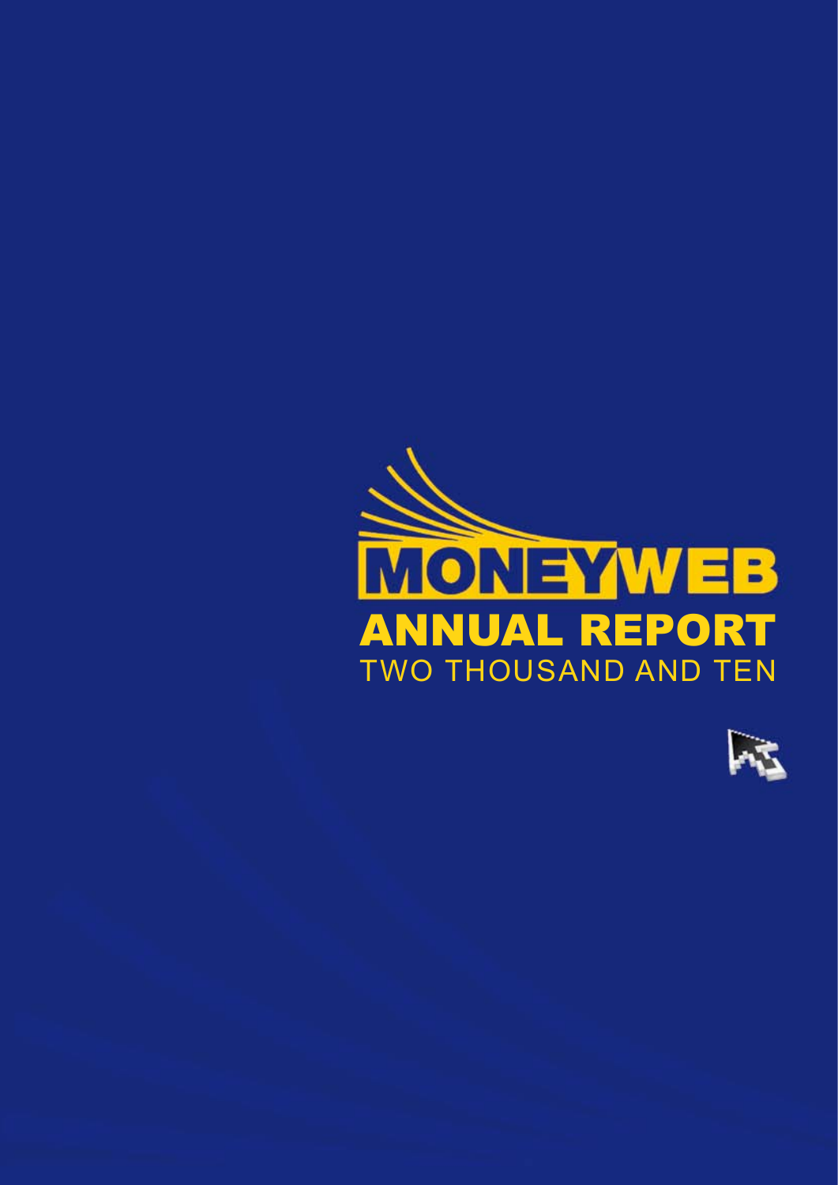# MONEYWEB

# ANNUAL REPORT

TWO THOUSAND AND TEN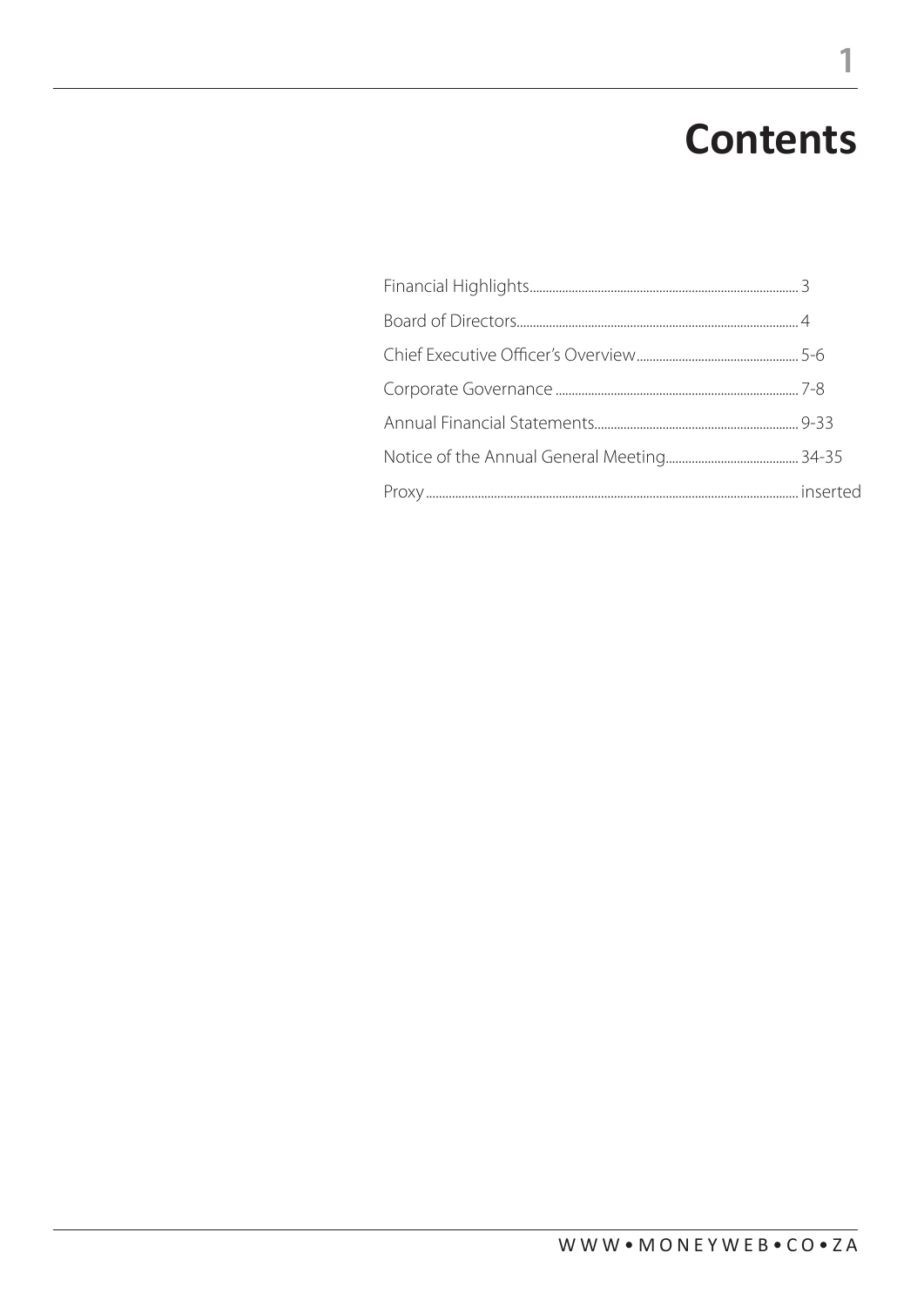# Contents

| | |
|---|---|
| Financial Highlights | 3 |
| Board of Directors | 4 |
| Chief Executive Officer's Overview | 5-6 |
| Corporate Governance | 7-8 |
| Annual Financial Statements | 9-33 |
| Notice of the Annual General Meeting | 34-35 |
| Proxy | inserted |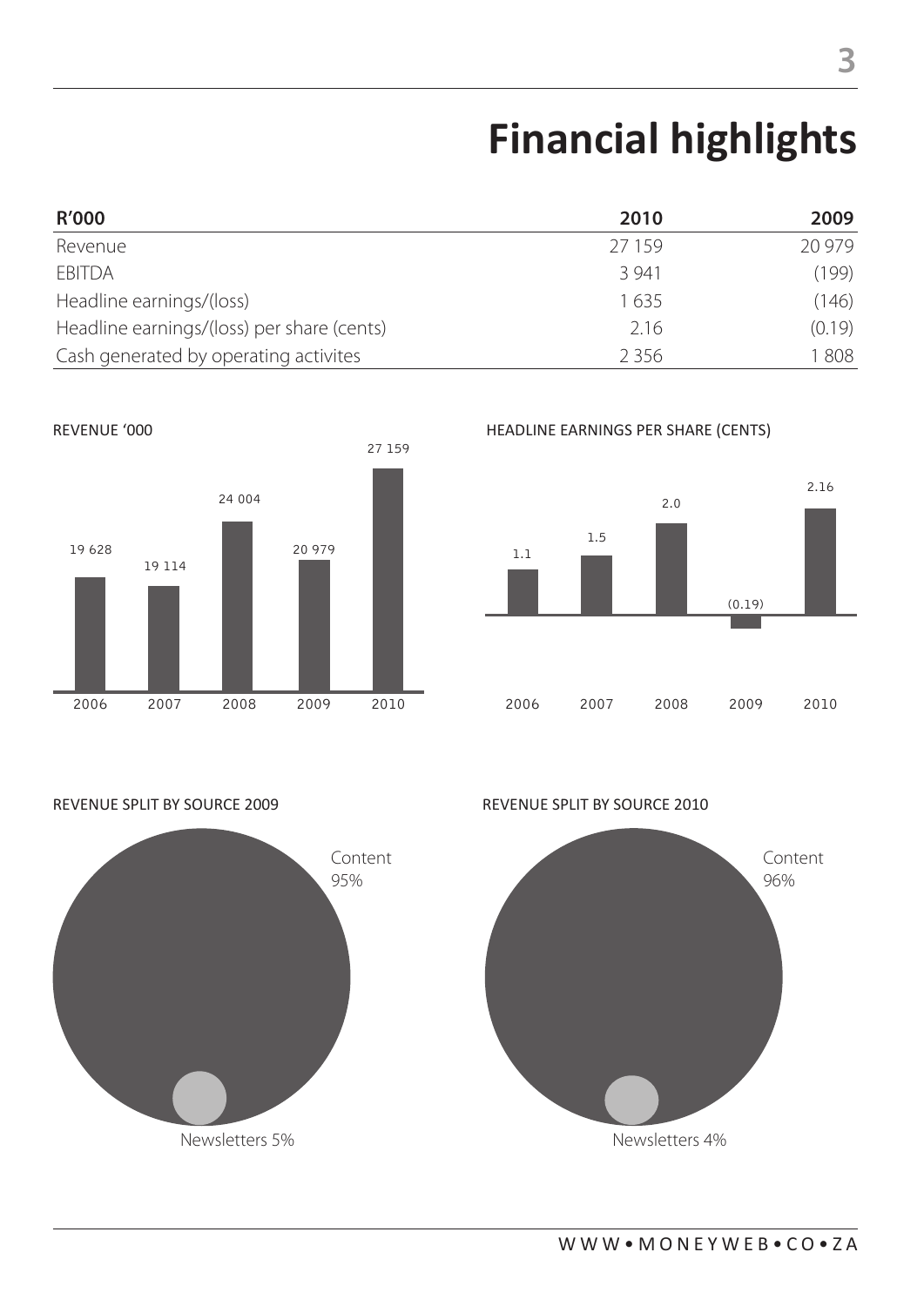# Financial highlights

| R'000 | 2010 | 2009 |
|---|---|---|
| Revenue | 27 159 | 20 979 |
| EBITDA | 3 941 | (199) |
| Headline earnings/(loss) | 1 635 | (146) |
| Headline earnings/(loss) per share (cents) | 2.16 | (0.19) |
| Cash generated by operating activites | 2 356 | 1 808 |

REVENUE '000

| 2006 | 2007 | 2008 | 2009 | 2010 |
|---|---|---|---|---|
| 19 628 | 19 114 | 24 004 | 20 979 | 27 159 |

HEADLINE EARNINGS PER SHARE (CENTS)

| 2006 | 2007 | 2008 | 2009 | 2010 |
|---|---|---|---|---|
| 1.1 | 1.5 | 2.0 | (0.19) | 2.16 |

REVENUE SPLIT BY SOURCE 2009

Content 95%

Newsletters 5%

REVENUE SPLIT BY SOURCE 2010

Content 96%

Newsletters 4%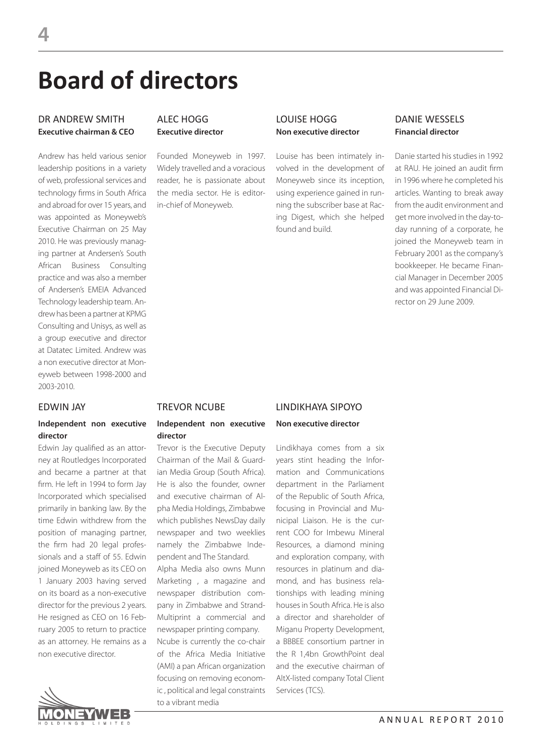# Board of directors

### DR ANDREW SMITH
**Executive chairman & CEO**

Andrew has held various senior leadership positions in a variety of web, professional services and technology firms in South Africa and abroad for over 15 years, and was appointed as Moneyweb's Executive Chairman on 25 May 2010. He was previously managing partner at Andersen's South African Business Consulting practice and was also a member of Andersen's EMEIA Advanced Technology leadership team. Andrew has been a partner at KPMG Consulting and Unisys, as well as a group executive and director at Datatec Limited. Andrew was a non executive director at Moneyweb between 1998-2000 and 2003-2010.

### ALEC HOGG
**Executive director**

Founded Moneyweb in 1997. Widely travelled and a voracious reader, he is passionate about the media sector. He is editor-in-chief of Moneyweb.

### LOUISE HOGG
**Non executive director**

Louise has been intimately involved in the development of Moneyweb since its inception, using experience gained in running the subscriber base at Racing Digest, which she helped found and build.

### DANIE WESSELS
**Financial director**

Danie started his studies in 1992 at RAU. He joined an audit firm in 1996 where he completed his articles. Wanting to break away from the audit environment and get more involved in the day-to-day running of a corporate, he joined the Moneyweb team in February 2001 as the company's bookkeeper. He became Financial Manager in December 2005 and was appointed Financial Director on 29 June 2009.

### EDWIN JAY
**Independent non executive director**

Edwin Jay qualified as an attorney at Routledges Incorporated and became a partner at that firm. He left in 1994 to form Jay Incorporated which specialised primarily in banking law. By the time Edwin withdrew from the position of managing partner, the firm had 20 legal professionals and a staff of 55. Edwin joined Moneyweb as its CEO on 1 January 2003 having served on its board as a non-executive director for the previous 2 years. He resigned as CEO on 16 February 2005 to return to practice as an attorney. He remains as a non executive director.

### TREVOR NCUBE
**Independent non executive director**

Trevor is the Executive Deputy Chairman of the Mail & Guardian Media Group (South Africa). He is also the founder, owner and executive chairman of Alpha Media Holdings, Zimbabwe which publishes NewsDay daily newspaper and two weeklies namely the Zimbabwe Independent and The Standard.

Alpha Media also owns Munn Marketing , a magazine and newspaper distribution company in Zimbabwe and Strand-Multiprint a commercial and newspaper printing company.

Ncube is currently the co-chair of the Africa Media Initiative (AMI) a pan African organization focusing on removing economic , political and legal constraints to a vibrant media

### LINDIKHAYA SIPOYO
**Non executive director**

Lindikhaya comes from a six years stint heading the Information and Communications department in the Parliament of the Republic of South Africa, focusing in Provincial and Municipal Liaison. He is the current COO for Imbewu Mineral Resources, a diamond mining and exploration company, with resources in platinum and diamond, and has business relationships with leading mining houses in South Africa. He is also a director and shareholder of Miganu Property Development, a BBBEE consortium partner in the R 1,4bn GrowthPoint deal and the executive chairman of AltX-listed company Total Client Services (TCS).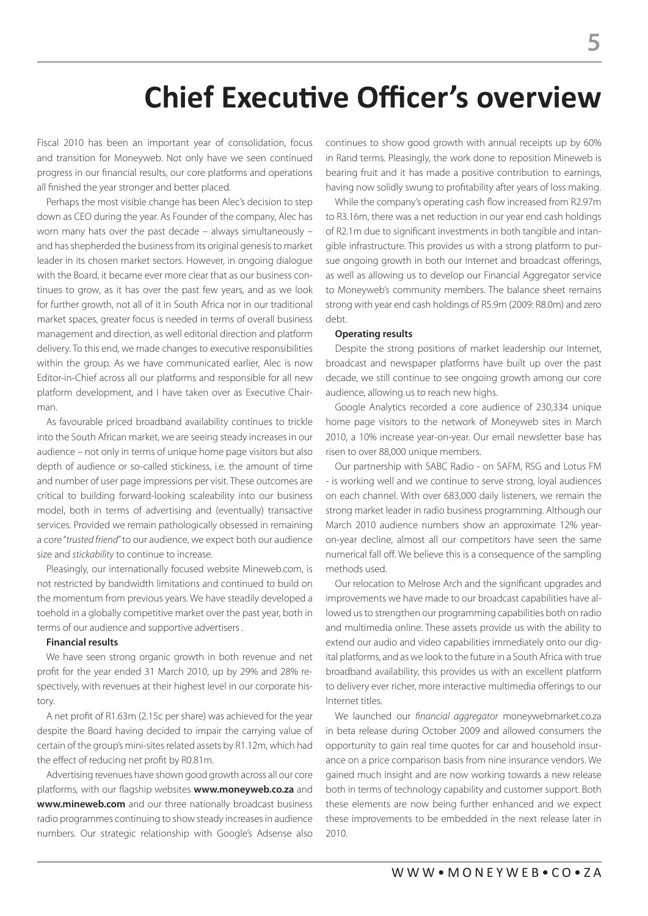# Chief Executive Officer's overview

Fiscal 2010 has been an important year of consolidation, focus and transition for Moneyweb. Not only have we seen continued progress in our financial results, our core platforms and operations all finished the year stronger and better placed.

Perhaps the most visible change has been Alec's decision to step down as CEO during the year. As Founder of the company, Alec has worn many hats over the past decade – always simultaneously – and has shepherded the business from its original genesis to market leader in its chosen market sectors. However, in ongoing dialogue with the Board, it became ever more clear that as our business continues to grow, as it has over the past few years, and as we look for further growth, not all of it in South Africa nor in our traditional market spaces, greater focus is needed in terms of overall business management and direction, as well editorial direction and platform delivery. To this end, we made changes to executive responsibilities within the group. As we have communicated earlier, Alec is now Editor-in-Chief across all our platforms and responsible for all new platform development, and I have taken over as Executive Chairman.

As favourable priced broadband availability continues to trickle into the South African market, we are seeing steady increases in our audience – not only in terms of unique home page visitors but also depth of audience or so-called stickiness, i.e. the amount of time and number of user page impressions per visit. These outcomes are critical to building forward-looking scaleability into our business model, both in terms of advertising and (eventually) transactive services. Provided we remain pathologically obsessed in remaining a core "*trusted friend*" to our audience, we expect both our audience size and *stickability* to continue to increase.

Pleasingly, our internationally focused website Mineweb.com, is not restricted by bandwidth limitations and continued to build on the momentum from previous years. We have steadily developed a toehold in a globally competitive market over the past year, both in terms of our audience and supportive advertisers .

**Financial results**

We have seen strong organic growth in both revenue and net profit for the year ended 31 March 2010, up by 29% and 28% respectively, with revenues at their highest level in our corporate history.

A net profit of R1.63m (2.15c per share) was achieved for the year despite the Board having decided to impair the carrying value of certain of the group's mini-sites related assets by R1.12m, which had the effect of reducing net profit by R0.81m.

Advertising revenues have shown good growth across all our core platforms, with our flagship websites **www.moneyweb.co.za** and **www.mineweb.com** and our three nationally broadcast business radio programmes continuing to show steady increases in audience numbers. Our strategic relationship with Google's Adsense also continues to show good growth with annual receipts up by 60% in Rand terms. Pleasingly, the work done to reposition Mineweb is bearing fruit and it has made a positive contribution to earnings, having now solidly swung to profitability after years of loss making.

While the company's operating cash flow increased from R2.97m to R3.16m, there was a net reduction in our year end cash holdings of R2.1m due to significant investments in both tangible and intangible infrastructure. This provides us with a strong platform to pursue ongoing growth in both our Internet and broadcast offerings, as well as allowing us to develop our Financial Aggregator service to Moneyweb's community members. The balance sheet remains strong with year end cash holdings of R5.9m (2009: R8.0m) and zero debt.

**Operating results**

Despite the strong positions of market leadership our Internet, broadcast and newspaper platforms have built up over the past decade, we still continue to see ongoing growth among our core audience, allowing us to reach new highs.

Google Analytics recorded a core audience of 230,334 unique home page visitors to the network of Moneyweb sites in March 2010, a 10% increase year-on-year. Our email newsletter base has risen to over 88,000 unique members.

Our partnership with SABC Radio - on SAFM, RSG and Lotus FM - is working well and we continue to serve strong, loyal audiences on each channel. With over 683,000 daily listeners, we remain the strong market leader in radio business programming. Although our March 2010 audience numbers show an approximate 12% year-on-year decline, almost all our competitors have seen the same numerical fall off. We believe this is a consequence of the sampling methods used.

Our relocation to Melrose Arch and the significant upgrades and improvements we have made to our broadcast capabilities have allowed us to strengthen our programming capabilities both on radio and multimedia online. These assets provide us with the ability to extend our audio and video capabilities immediately onto our digital platforms, and as we look to the future in a South Africa with true broadband availability, this provides us with an excellent platform to delivery ever richer, more interactive multimedia offerings to our Internet titles.

We launched our *financial aggregator* moneywebmarket.co.za in beta release during October 2009 and allowed consumers the opportunity to gain real time quotes for car and household insurance on a price comparison basis from nine insurance vendors. We gained much insight and are now working towards a new release both in terms of technology capability and customer support. Both these elements are now being further enhanced and we expect these improvements to be embedded in the next release later in 2010.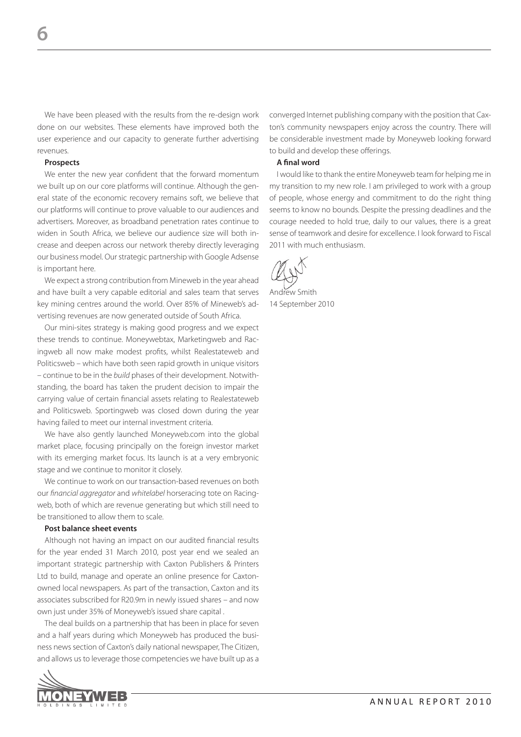We have been pleased with the results from the re-design work done on our websites. These elements have improved both the user experience and our capacity to generate further advertising revenues.

**Prospects**

We enter the new year confident that the forward momentum we built up on our core platforms will continue. Although the general state of the economic recovery remains soft, we believe that our platforms will continue to prove valuable to our audiences and advertisers. Moreover, as broadband penetration rates continue to widen in South Africa, we believe our audience size will both increase and deepen across our network thereby directly leveraging our business model. Our strategic partnership with Google Adsense is important here.

We expect a strong contribution from Mineweb in the year ahead and have built a very capable editorial and sales team that serves key mining centres around the world. Over 85% of Mineweb's advertising revenues are now generated outside of South Africa.

Our mini-sites strategy is making good progress and we expect these trends to continue. Moneywebtax, Marketingweb and Racingweb all now make modest profits, whilst Realestateweb and Politicsweb – which have both seen rapid growth in unique visitors – continue to be in the *build* phases of their development. Notwithstanding, the board has taken the prudent decision to impair the carrying value of certain financial assets relating to Realestateweb and Politicsweb. Sportingweb was closed down during the year having failed to meet our internal investment criteria.

We have also gently launched Moneyweb.com into the global market place, focusing principally on the foreign investor market with its emerging market focus. Its launch is at a very embryonic stage and we continue to monitor it closely.

We continue to work on our transaction-based revenues on both our *financial aggregator* and *whitelabel* horseracing tote on Racingweb, both of which are revenue generating but which still need to be transitioned to allow them to scale.

**Post balance sheet events**

Although not having an impact on our audited financial results for the year ended 31 March 2010, post year end we sealed an important strategic partnership with Caxton Publishers & Printers Ltd to build, manage and operate an online presence for Caxton-owned local newspapers. As part of the transaction, Caxton and its associates subscribed for R20.9m in newly issued shares – and now own just under 35% of Moneyweb's issued share capital .

The deal builds on a partnership that has been in place for seven and a half years during which Moneyweb has produced the business news section of Caxton's daily national newspaper, The Citizen, and allows us to leverage those competencies we have built up as a converged Internet publishing company with the position that Caxton's community newspapers enjoy across the country. There will be considerable investment made by Moneyweb looking forward to build and develop these offerings.

**A final word**

I would like to thank the entire Moneyweb team for helping me in my transition to my new role. I am privileged to work with a group of people, whose energy and commitment to do the right thing seems to know no bounds. Despite the pressing deadlines and the courage needed to hold true, daily to our values, there is a great sense of teamwork and desire for excellence. I look forward to Fiscal 2011 with much enthusiasm.

Andrew Smith
14 September 2010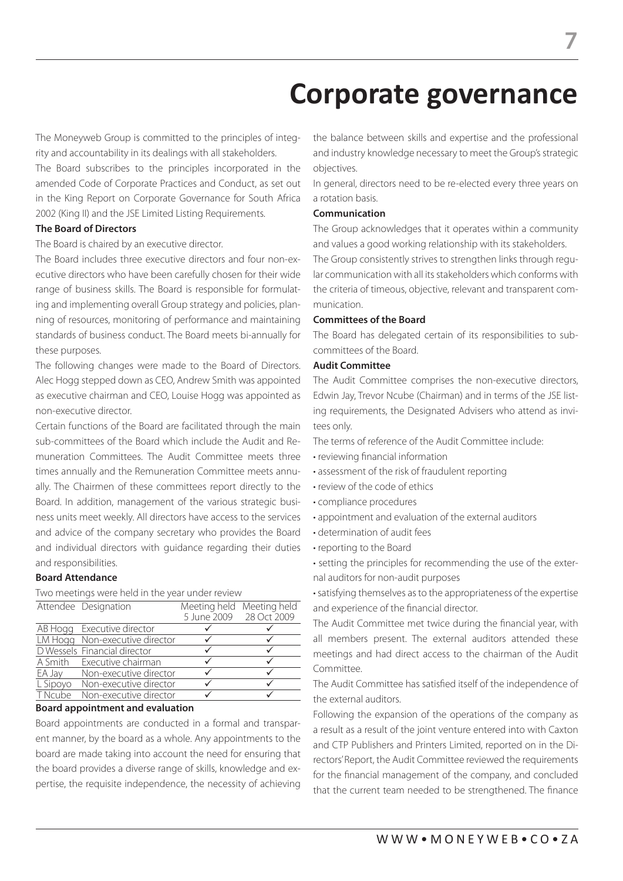# Corporate governance

The Moneyweb Group is committed to the principles of integrity and accountability in its dealings with all stakeholders.

The Board subscribes to the principles incorporated in the amended Code of Corporate Practices and Conduct, as set out in the King Report on Corporate Governance for South Africa 2002 (King II) and the JSE Limited Listing Requirements.

**The Board of Directors**

The Board is chaired by an executive director.

The Board includes three executive directors and four non-executive directors who have been carefully chosen for their wide range of business skills. The Board is responsible for formulating and implementing overall Group strategy and policies, planning of resources, monitoring of performance and maintaining standards of business conduct. The Board meets bi-annually for these purposes.

The following changes were made to the Board of Directors. Alec Hogg stepped down as CEO, Andrew Smith was appointed as executive chairman and CEO, Louise Hogg was appointed as non-executive director.

Certain functions of the Board are facilitated through the main sub-committees of the Board which include the Audit and Remuneration Committees. The Audit Committee meets three times annually and the Remuneration Committee meets annually. The Chairmen of these committees report directly to the Board. In addition, management of the various strategic business units meet weekly. All directors have access to the services and advice of the company secretary who provides the Board and individual directors with guidance regarding their duties and responsibilities.

**Board Attendance**

Two meetings were held in the year under review

| Attendee | Designation | Meeting held 5 June 2009 | Meeting held 28 Oct 2009 |
|---|---|---|---|
| AB Hogg | Executive director | ✓ | ✓ |
| LM Hogg | Non-executive director | ✓ | ✓ |
| D Wessels | Financial director | ✓ | ✓ |
| A Smith | Executive chairman | ✓ | ✓ |
| EA Jay | Non-executive director | ✓ | ✓ |
| L Sipoyo | Non-executive director | ✓ | ✓ |
| T Ncube | Non-executive director | ✓ | ✓ |

**Board appointment and evaluation**

Board appointments are conducted in a formal and transparent manner, by the board as a whole. Any appointments to the board are made taking into account the need for ensuring that the board provides a diverse range of skills, knowledge and expertise, the requisite independence, the necessity of achieving the balance between skills and expertise and the professional and industry knowledge necessary to meet the Group's strategic objectives.

In general, directors need to be re-elected every three years on a rotation basis.

**Communication**

The Group acknowledges that it operates within a community and values a good working relationship with its stakeholders.

The Group consistently strives to strengthen links through regular communication with all its stakeholders which conforms with the criteria of timeous, objective, relevant and transparent communication.

**Committees of the Board**

The Board has delegated certain of its responsibilities to sub-committees of the Board.

**Audit Committee**

The Audit Committee comprises the non-executive directors, Edwin Jay, Trevor Ncube (Chairman) and in terms of the JSE listing requirements, the Designated Advisers who attend as invitees only.

The terms of reference of the Audit Committee include:

- reviewing financial information
- assessment of the risk of fraudulent reporting
- review of the code of ethics
- compliance procedures
- appointment and evaluation of the external auditors
- determination of audit fees
- reporting to the Board
- setting the principles for recommending the use of the external auditors for non-audit purposes
- satisfying themselves as to the appropriateness of the expertise and experience of the financial director.

The Audit Committee met twice during the financial year, with all members present. The external auditors attended these meetings and had direct access to the chairman of the Audit Committee.

The Audit Committee has satisfied itself of the independence of the external auditors.

Following the expansion of the operations of the company as a result as a result of the joint venture entered into with Caxton and CTP Publishers and Printers Limited, reported on in the Directors' Report, the Audit Committee reviewed the requirements for the financial management of the company, and concluded that the current team needed to be strengthened. The finance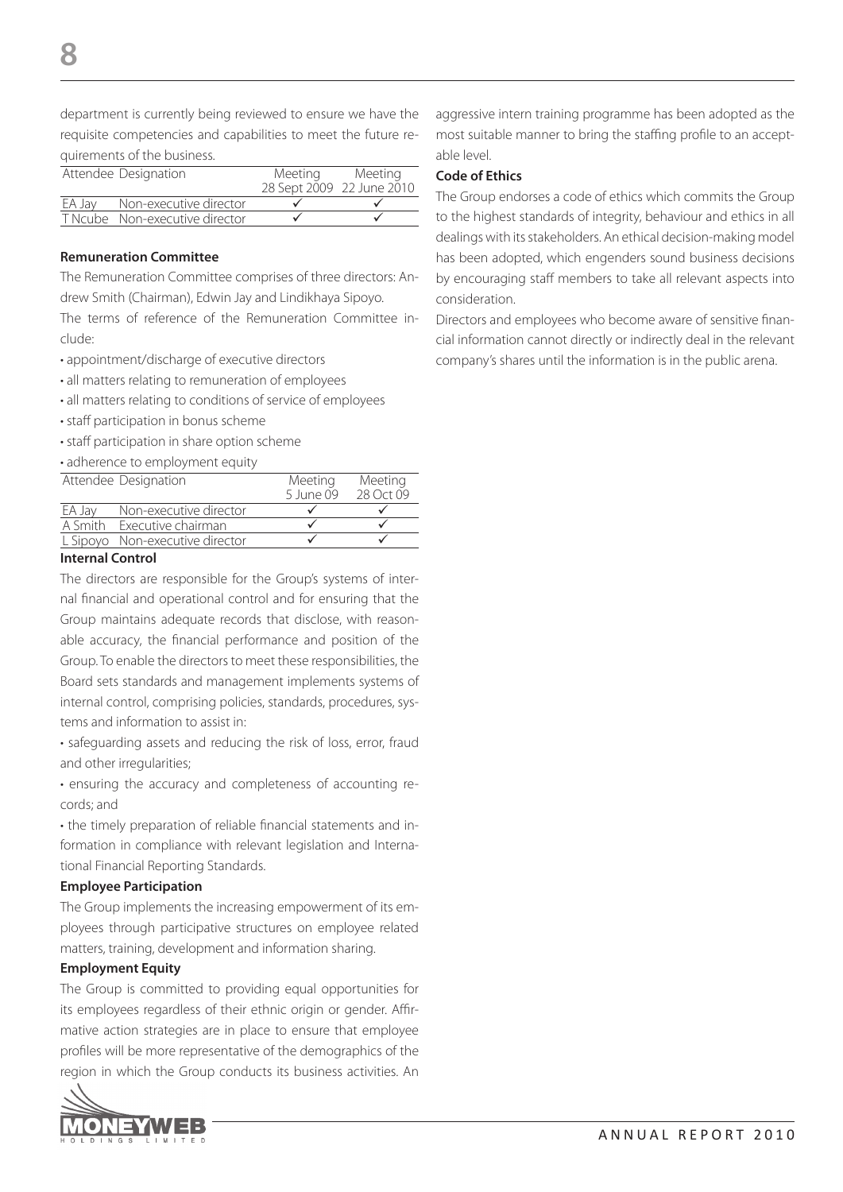department is currently being reviewed to ensure we have the requisite competencies and capabilities to meet the future requirements of the business.

| Attendee | Designation | Meeting 28 Sept 2009 | Meeting 22 June 2010 |
|---|---|---|---|
| EA Jay | Non-executive director | ✓ | ✓ |
| T Ncube | Non-executive director | ✓ | ✓ |

**Remuneration Committee**

The Remuneration Committee comprises of three directors: Andrew Smith (Chairman), Edwin Jay and Lindikhaya Sipoyo.

The terms of reference of the Remuneration Committee include:

- appointment/discharge of executive directors
- all matters relating to remuneration of employees
- all matters relating to conditions of service of employees
- staff participation in bonus scheme
- staff participation in share option scheme
- adherence to employment equity

| Attendee | Designation | Meeting 5 June 09 | Meeting 28 Oct 09 |
|---|---|---|---|
| EA Jay | Non-executive director | ✓ | ✓ |
| A Smith | Executive chairman | ✓ | ✓ |
| L Sipoyo | Non-executive director | ✓ | ✓ |

**Internal Control**

The directors are responsible for the Group's systems of internal financial and operational control and for ensuring that the Group maintains adequate records that disclose, with reasonable accuracy, the financial performance and position of the Group. To enable the directors to meet these responsibilities, the Board sets standards and management implements systems of internal control, comprising policies, standards, procedures, systems and information to assist in:

- safeguarding assets and reducing the risk of loss, error, fraud and other irregularities;
- ensuring the accuracy and completeness of accounting records; and
- the timely preparation of reliable financial statements and information in compliance with relevant legislation and International Financial Reporting Standards.

**Employee Participation**

The Group implements the increasing empowerment of its employees through participative structures on employee related matters, training, development and information sharing.

**Employment Equity**

The Group is committed to providing equal opportunities for its employees regardless of their ethnic origin or gender. Affirmative action strategies are in place to ensure that employee profiles will be more representative of the demographics of the region in which the Group conducts its business activities. An aggressive intern training programme has been adopted as the most suitable manner to bring the staffing profile to an acceptable level.

**Code of Ethics**

The Group endorses a code of ethics which commits the Group to the highest standards of integrity, behaviour and ethics in all dealings with its stakeholders. An ethical decision-making model has been adopted, which engenders sound business decisions by encouraging staff members to take all relevant aspects into consideration.

Directors and employees who become aware of sensitive financial information cannot directly or indirectly deal in the relevant company's shares until the information is in the public arena.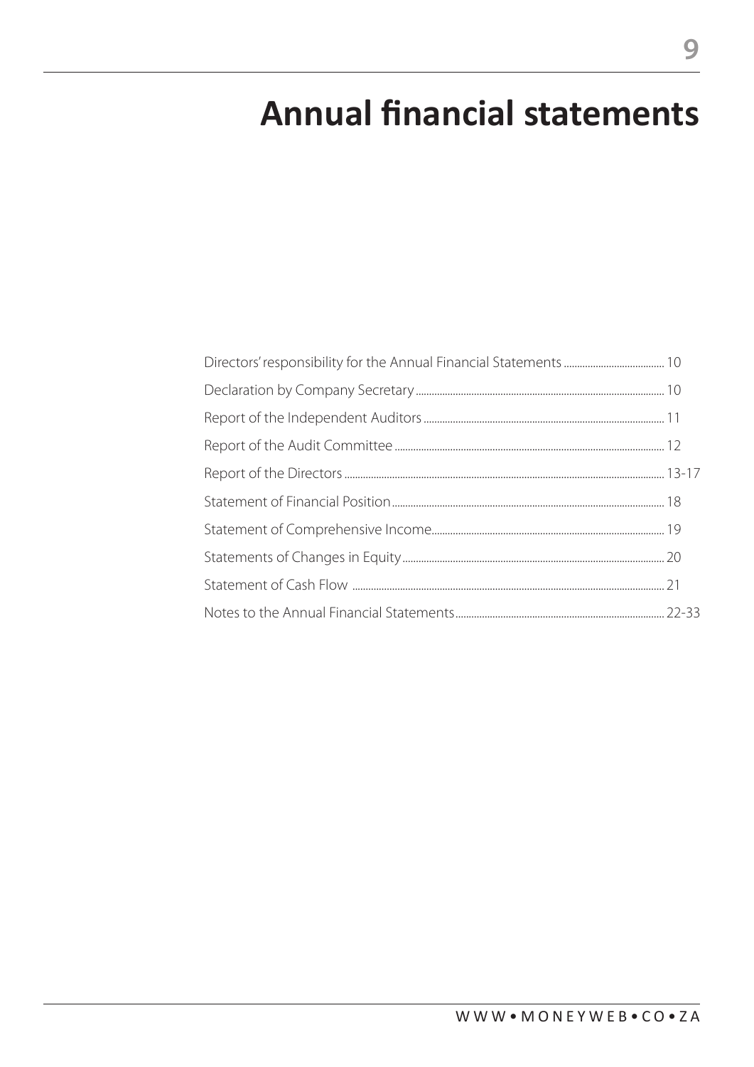# Annual financial statements

| | |
|---|---|
| Directors' responsibility for the Annual Financial Statements | 10 |
| Declaration by Company Secretary | 10 |
| Report of the Independent Auditors | 11 |
| Report of the Audit Committee | 12 |
| Report of the Directors | 13-17 |
| Statement of Financial Position | 18 |
| Statement of Comprehensive Income | 19 |
| Statements of Changes in Equity | 20 |
| Statement of Cash Flow | 21 |
| Notes to the Annual Financial Statements | 22-33 |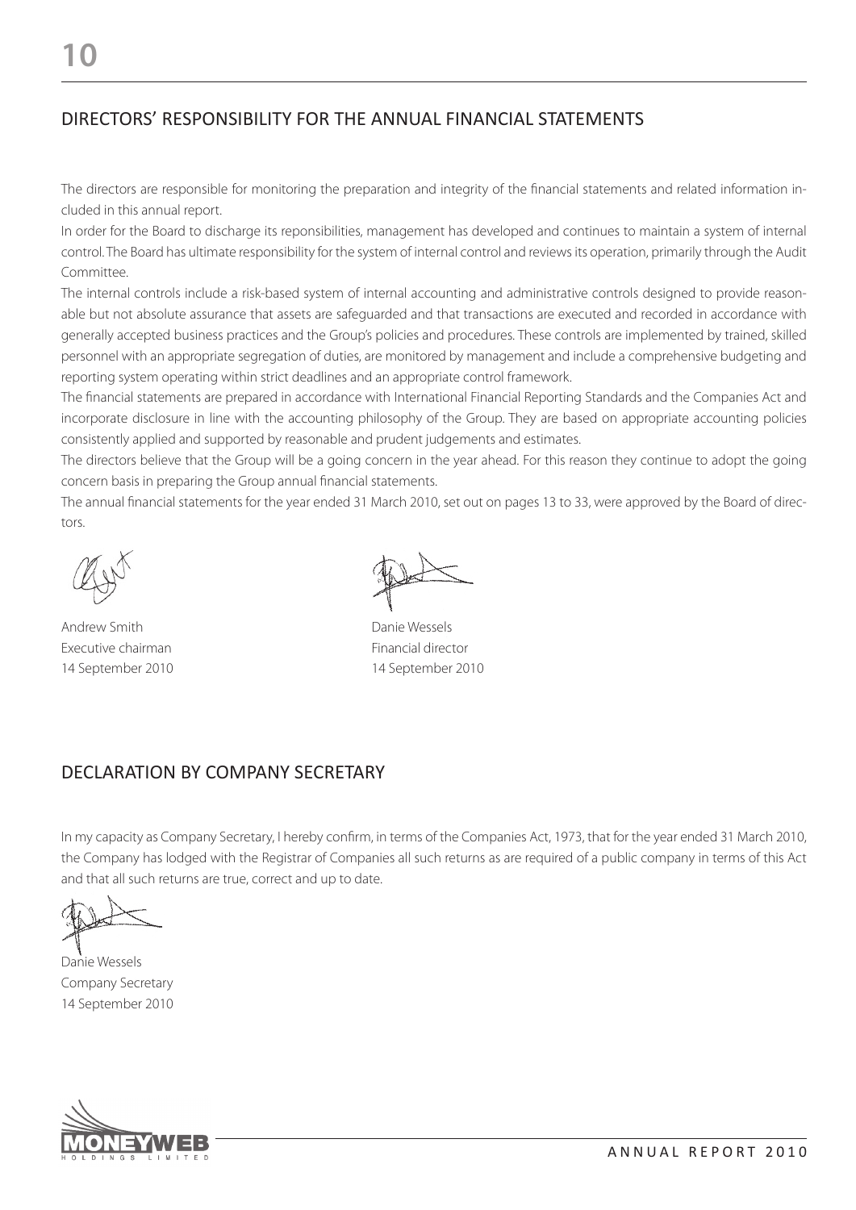## DIRECTORS' RESPONSIBILITY FOR THE ANNUAL FINANCIAL STATEMENTS

The directors are responsible for monitoring the preparation and integrity of the financial statements and related information included in this annual report.

In order for the Board to discharge its reponsibilities, management has developed and continues to maintain a system of internal control. The Board has ultimate responsibility for the system of internal control and reviews its operation, primarily through the Audit Committee.

The internal controls include a risk-based system of internal accounting and administrative controls designed to provide reasonable but not absolute assurance that assets are safeguarded and that transactions are executed and recorded in accordance with generally accepted business practices and the Group's policies and procedures. These controls are implemented by trained, skilled personnel with an appropriate segregation of duties, are monitored by management and include a comprehensive budgeting and reporting system operating within strict deadlines and an appropriate control framework.

The financial statements are prepared in accordance with International Financial Reporting Standards and the Companies Act and incorporate disclosure in line with the accounting philosophy of the Group. They are based on appropriate accounting policies consistently applied and supported by reasonable and prudent judgements and estimates.

The directors believe that the Group will be a going concern in the year ahead. For this reason they continue to adopt the going concern basis in preparing the Group annual financial statements.

The annual financial statements for the year ended 31 March 2010, set out on pages 13 to 33, were approved by the Board of directors.

Andrew Smith
Executive chairman
14 September 2010

Danie Wessels
Financial director
14 September 2010

## DECLARATION BY COMPANY SECRETARY

In my capacity as Company Secretary, I hereby confirm, in terms of the Companies Act, 1973, that for the year ended 31 March 2010, the Company has lodged with the Registrar of Companies all such returns as are required of a public company in terms of this Act and that all such returns are true, correct and up to date.

Danie Wessels
Company Secretary
14 September 2010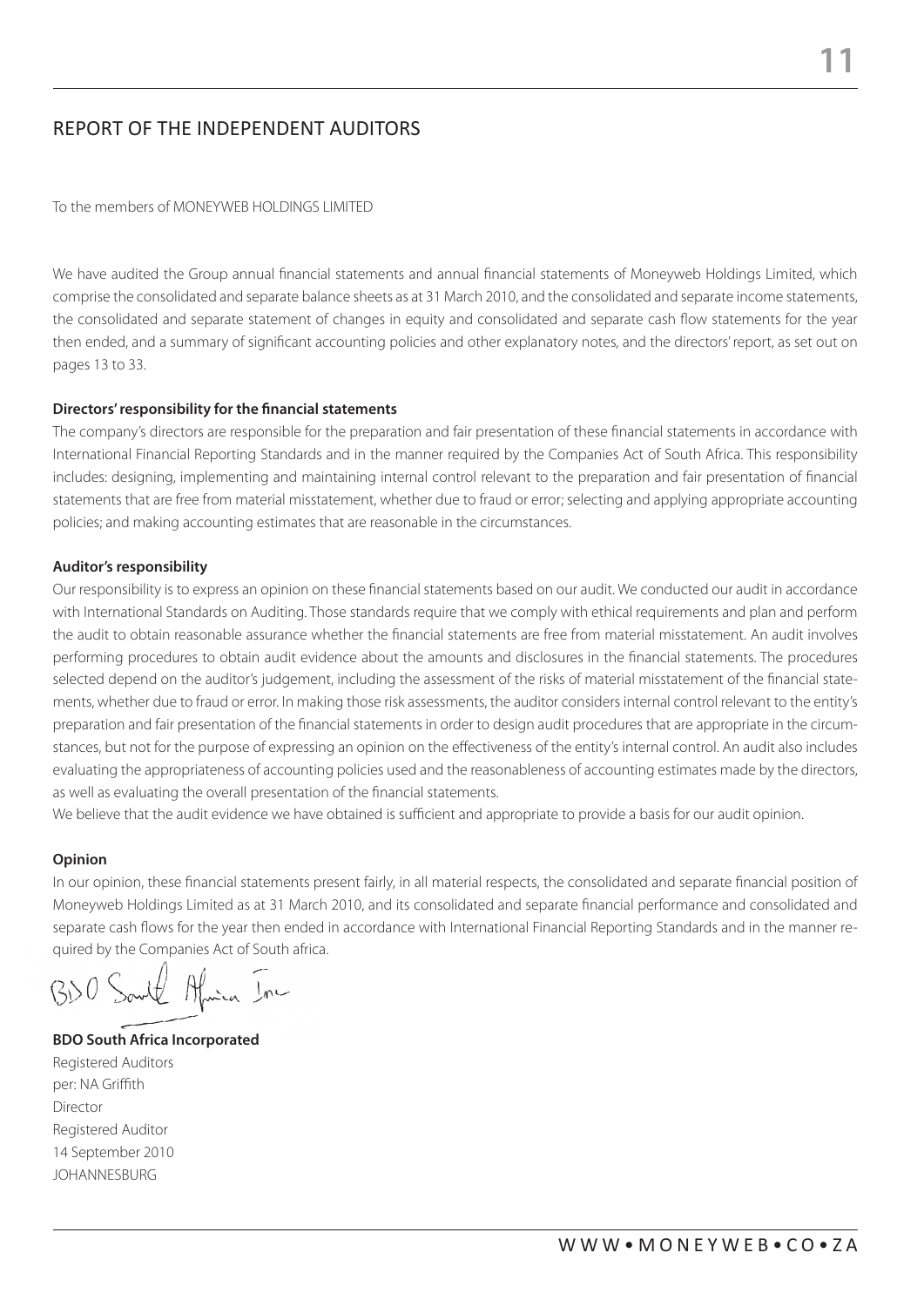## REPORT OF THE INDEPENDENT AUDITORS

To the members of MONEYWEB HOLDINGS LIMITED

We have audited the Group annual financial statements and annual financial statements of Moneyweb Holdings Limited, which comprise the consolidated and separate balance sheets as at 31 March 2010, and the consolidated and separate income statements, the consolidated and separate statement of changes in equity and consolidated and separate cash flow statements for the year then ended, and a summary of significant accounting policies and other explanatory notes, and the directors' report, as set out on pages 13 to 33.

**Directors' responsibility for the financial statements**

The company's directors are responsible for the preparation and fair presentation of these financial statements in accordance with International Financial Reporting Standards and in the manner required by the Companies Act of South Africa. This responsibility includes: designing, implementing and maintaining internal control relevant to the preparation and fair presentation of financial statements that are free from material misstatement, whether due to fraud or error; selecting and applying appropriate accounting policies; and making accounting estimates that are reasonable in the circumstances.

**Auditor's responsibility**

Our responsibility is to express an opinion on these financial statements based on our audit. We conducted our audit in accordance with International Standards on Auditing. Those standards require that we comply with ethical requirements and plan and perform the audit to obtain reasonable assurance whether the financial statements are free from material misstatement. An audit involves performing procedures to obtain audit evidence about the amounts and disclosures in the financial statements. The procedures selected depend on the auditor's judgement, including the assessment of the risks of material misstatement of the financial statements, whether due to fraud or error. In making those risk assessments, the auditor considers internal control relevant to the entity's preparation and fair presentation of the financial statements in order to design audit procedures that are appropriate in the circumstances, but not for the purpose of expressing an opinion on the effectiveness of the entity's internal control. An audit also includes evaluating the appropriateness of accounting policies used and the reasonableness of accounting estimates made by the directors, as well as evaluating the overall presentation of the financial statements.

We believe that the audit evidence we have obtained is sufficient and appropriate to provide a basis for our audit opinion.

**Opinion**

In our opinion, these financial statements present fairly, in all material respects, the consolidated and separate financial position of Moneyweb Holdings Limited as at 31 March 2010, and its consolidated and separate financial performance and consolidated and separate cash flows for the year then ended in accordance with International Financial Reporting Standards and in the manner required by the Companies Act of South africa.

BDO South Africa Inc

**BDO South Africa Incorporated**
Registered Auditors
per: NA Griffith
Director
Registered Auditor
14 September 2010
JOHANNESBURG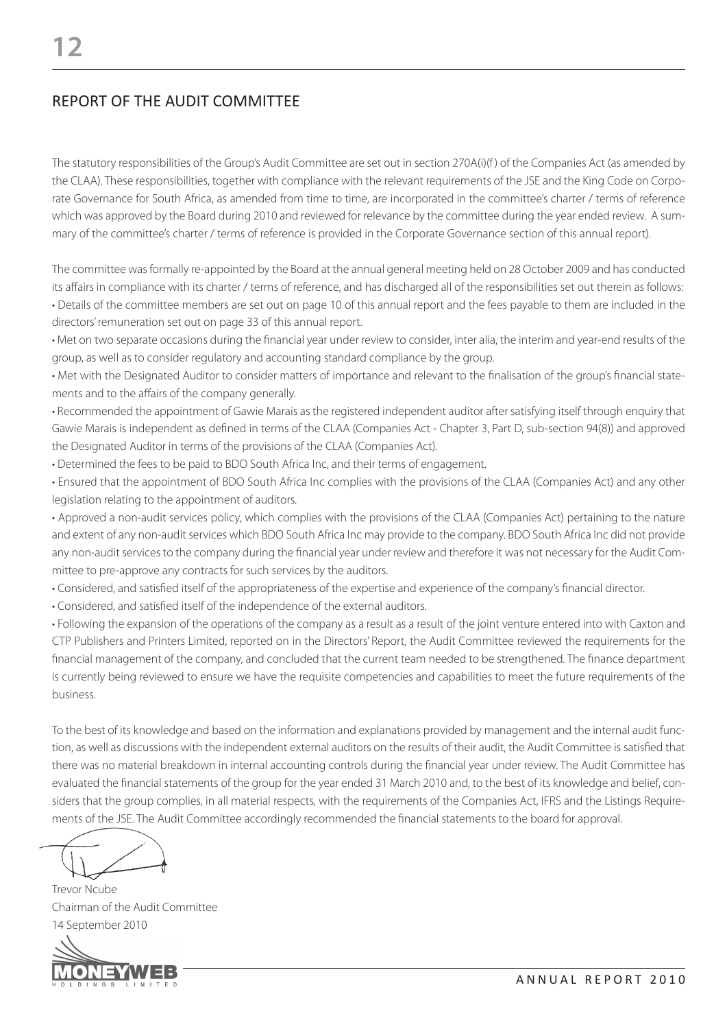## REPORT OF THE AUDIT COMMITTEE

The statutory responsibilities of the Group's Audit Committee are set out in section 270A(i)(f) of the Companies Act (as amended by the CLAA). These responsibilities, together with compliance with the relevant requirements of the JSE and the King Code on Corporate Governance for South Africa, as amended from time to time, are incorporated in the committee's charter / terms of reference which was approved by the Board during 2010 and reviewed for relevance by the committee during the year ended review. A summary of the committee's charter / terms of reference is provided in the Corporate Governance section of this annual report).

The committee was formally re-appointed by the Board at the annual general meeting held on 28 October 2009 and has conducted its affairs in compliance with its charter / terms of reference, and has discharged all of the responsibilities set out therein as follows:

- Details of the committee members are set out on page 10 of this annual report and the fees payable to them are included in the directors' remuneration set out on page 33 of this annual report.
- Met on two separate occasions during the financial year under review to consider, inter alia, the interim and year-end results of the group, as well as to consider regulatory and accounting standard compliance by the group.
- Met with the Designated Auditor to consider matters of importance and relevant to the finalisation of the group's financial statements and to the affairs of the company generally.
- Recommended the appointment of Gawie Marais as the registered independent auditor after satisfying itself through enquiry that Gawie Marais is independent as defined in terms of the CLAA (Companies Act - Chapter 3, Part D, sub-section 94(8)) and approved the Designated Auditor in terms of the provisions of the CLAA (Companies Act).
- Determined the fees to be paid to BDO South Africa Inc, and their terms of engagement.
- Ensured that the appointment of BDO South Africa Inc complies with the provisions of the CLAA (Companies Act) and any other legislation relating to the appointment of auditors.
- Approved a non-audit services policy, which complies with the provisions of the CLAA (Companies Act) pertaining to the nature and extent of any non-audit services which BDO South Africa Inc may provide to the company. BDO South Africa Inc did not provide any non-audit services to the company during the financial year under review and therefore it was not necessary for the Audit Committee to pre-approve any contracts for such services by the auditors.
- Considered, and satisfied itself of the appropriateness of the expertise and experience of the company's financial director.
- Considered, and satisfied itself of the independence of the external auditors.
- Following the expansion of the operations of the company as a result as a result of the joint venture entered into with Caxton and CTP Publishers and Printers Limited, reported on in the Directors' Report, the Audit Committee reviewed the requirements for the financial management of the company, and concluded that the current team needed to be strengthened. The finance department is currently being reviewed to ensure we have the requisite competencies and capabilities to meet the future requirements of the business.

To the best of its knowledge and based on the information and explanations provided by management and the internal audit function, as well as discussions with the independent external auditors on the results of their audit, the Audit Committee is satisfied that there was no material breakdown in internal accounting controls during the financial year under review. The Audit Committee has evaluated the financial statements of the group for the year ended 31 March 2010 and, to the best of its knowledge and belief, considers that the group complies, in all material respects, with the requirements of the Companies Act, IFRS and the Listings Requirements of the JSE. The Audit Committee accordingly recommended the financial statements to the board for approval.

Trevor Ncube  
Chairman of the Audit Committee  
14 September 2010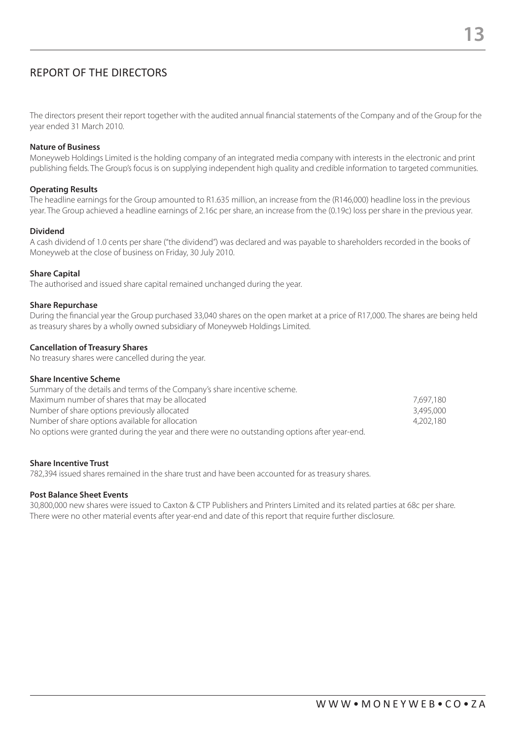# REPORT OF THE DIRECTORS

The directors present their report together with the audited annual financial statements of the Company and of the Group for the year ended 31 March 2010.

**Nature of Business**

Moneyweb Holdings Limited is the holding company of an integrated media company with interests in the electronic and print publishing fields. The Group's focus is on supplying independent high quality and credible information to targeted communities.

**Operating Results**

The headline earnings for the Group amounted to R1.635 million, an increase from the (R146,000) headline loss in the previous year. The Group achieved a headline earnings of 2.16c per share, an increase from the (0.19c) loss per share in the previous year.

**Dividend**

A cash dividend of 1.0 cents per share ("the dividend") was declared and was payable to shareholders recorded in the books of Moneyweb at the close of business on Friday, 30 July 2010.

**Share Capital**

The authorised and issued share capital remained unchanged during the year.

**Share Repurchase**

During the financial year the Group purchased 33,040 shares on the open market at a price of R17,000. The shares are being held as treasury shares by a wholly owned subsidiary of Moneyweb Holdings Limited.

**Cancellation of Treasury Shares**

No treasury shares were cancelled during the year.

**Share Incentive Scheme**

Summary of the details and terms of the Company's share incentive scheme.

| | |
|---|---|
| Maximum number of shares that may be allocated | 7,697,180 |
| Number of share options previously allocated | 3,495,000 |
| Number of share options available for allocation | 4,202,180 |

No options were granted during the year and there were no outstanding options after year-end.

**Share Incentive Trust**

782,394 issued shares remained in the share trust and have been accounted for as treasury shares.

**Post Balance Sheet Events**

30,800,000 new shares were issued to Caxton & CTP Publishers and Printers Limited and its related parties at 68c per share.
There were no other material events after year-end and date of this report that require further disclosure.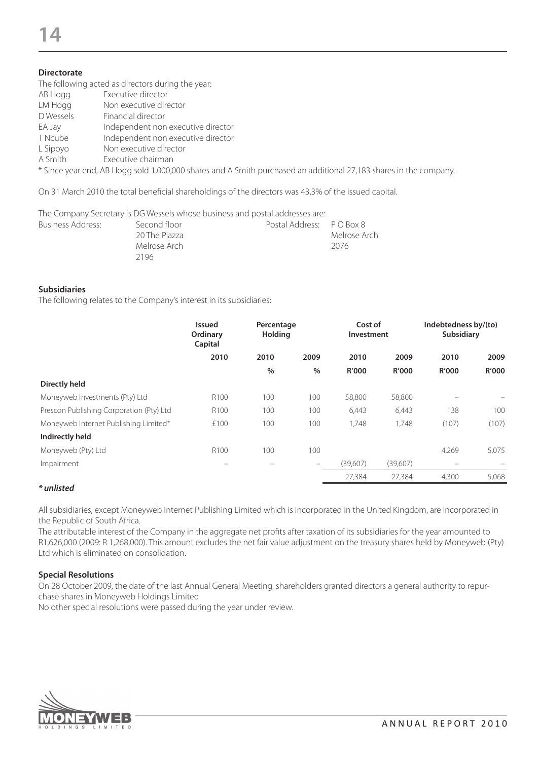### Directorate

The following acted as directors during the year:

| | |
|---|---|
| AB Hogg | Executive director |
| LM Hogg | Non executive director |
| D Wessels | Financial director |
| EA Jay | Independent non executive director |
| T Ncube | Independent non executive director |
| L Sipoyo | Non executive director |
| A Smith | Executive chairman |

* Since year end, AB Hogg sold 1,000,000 shares and A Smith purchased an additional 27,183 shares in the company.

On 31 March 2010 the total beneficial shareholdings of the directors was 43,3% of the issued capital.

The Company Secretary is DG Wessels whose business and postal addresses are:

Business Address:
Second floor
20 The Piazza
Melrose Arch
2196

Postal Address:
P O Box 8
Melrose Arch
2076

### Subsidiaries

The following relates to the Company's interest in its subsidiaries:

| | Issued Ordinary Capital | Percentage Holding | | Cost of Investment | | Indebtedness by/(to) Subsidiary | |
|---|---|---|---|---|---|---|---|
| | 2010 | 2010 | 2009 | 2010 | 2009 | 2010 | 2009 |
| | | % | % | R'000 | R'000 | R'000 | R'000 |
| **Directly held** | | | | | | | |
| Moneyweb Investments (Pty) Ltd | R100 | 100 | 100 | 58,800 | 58,800 | – | – |
| Prescon Publishing Corporation (Pty) Ltd | R100 | 100 | 100 | 6,443 | 6,443 | 138 | 100 |
| Moneyweb Internet Publishing Limited* | £100 | 100 | 100 | 1,748 | 1,748 | (107) | (107) |
| **Indirectly held** | | | | | | | |
| Moneyweb (Pty) Ltd | R100 | 100 | 100 | | | 4,269 | 5,075 |
| Impairment | – | – | – | (39,607) | (39,607) | – | – |
| | | | | 27,384 | 27,384 | 4,300 | 5,068 |

***unlisted**

All subsidiaries, except Moneyweb Internet Publishing Limited which is incorporated in the United Kingdom, are incorporated in the Republic of South Africa.

The attributable interest of the Company in the aggregate net profits after taxation of its subsidiaries for the year amounted to R1,626,000 (2009: R 1,268,000). This amount excludes the net fair value adjustment on the treasury shares held by Moneyweb (Pty) Ltd which is eliminated on consolidation.

### Special Resolutions

On 28 October 2009, the date of the last Annual General Meeting, shareholders granted directors a general authority to repurchase shares in Moneyweb Holdings Limited

No other special resolutions were passed during the year under review.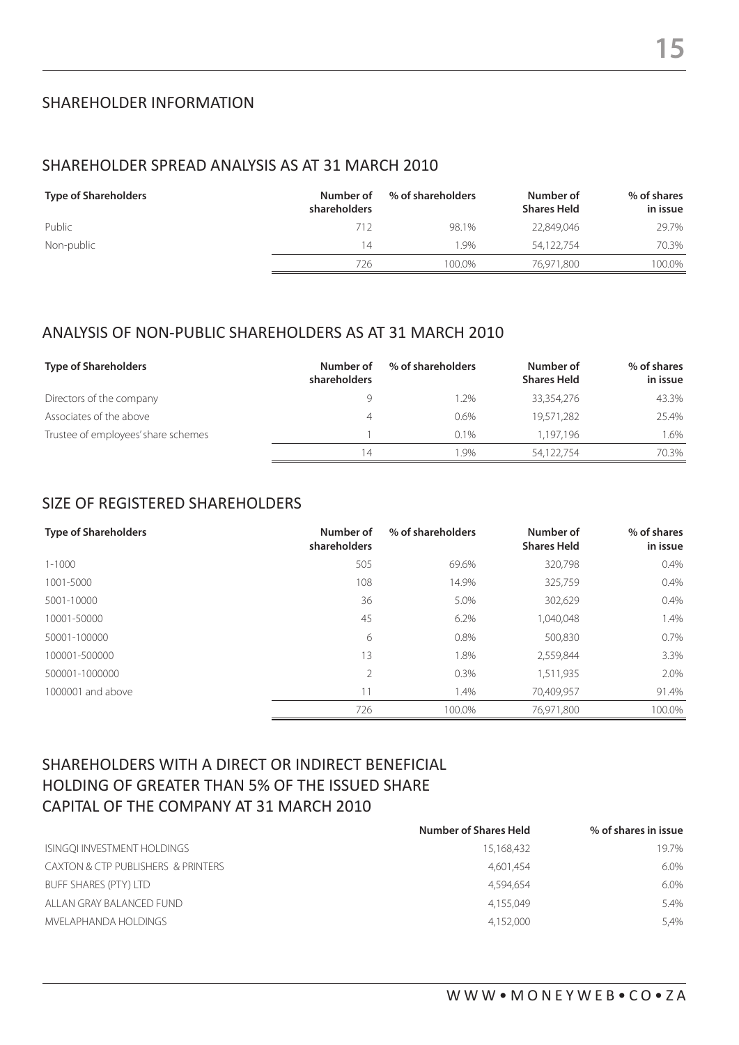# SHAREHOLDER INFORMATION

## SHAREHOLDER SPREAD ANALYSIS AS AT 31 MARCH 2010

| Type of Shareholders | Number of shareholders | % of shareholders | Number of Shares Held | % of shares in issue |
|---|---|---|---|---|
| Public | 712 | 98.1% | 22,849,046 | 29.7% |
| Non-public | 14 | 1.9% | 54,122,754 | 70.3% |
| | 726 | 100.0% | 76,971,800 | 100.0% |

## ANALYSIS OF NON-PUBLIC SHAREHOLDERS AS AT 31 MARCH 2010

| Type of Shareholders | Number of shareholders | % of shareholders | Number of Shares Held | % of shares in issue |
|---|---|---|---|---|
| Directors of the company | 9 | 1.2% | 33,354,276 | 43.3% |
| Associates of the above | 4 | 0.6% | 19,571,282 | 25.4% |
| Trustee of employees' share schemes | 1 | 0.1% | 1,197,196 | 1.6% |
| | 14 | 1.9% | 54,122,754 | 70.3% |

## SIZE OF REGISTERED SHAREHOLDERS

| Type of Shareholders | Number of shareholders | % of shareholders | Number of Shares Held | % of shares in issue |
|---|---|---|---|---|
| 1-1000 | 505 | 69.6% | 320,798 | 0.4% |
| 1001-5000 | 108 | 14.9% | 325,759 | 0.4% |
| 5001-10000 | 36 | 5.0% | 302,629 | 0.4% |
| 10001-50000 | 45 | 6.2% | 1,040,048 | 1.4% |
| 50001-100000 | 6 | 0.8% | 500,830 | 0.7% |
| 100001-500000 | 13 | 1.8% | 2,559,844 | 3.3% |
| 500001-1000000 | 2 | 0.3% | 1,511,935 | 2.0% |
| 1000001 and above | 11 | 1.4% | 70,409,957 | 91.4% |
| | 726 | 100.0% | 76,971,800 | 100.0% |

## SHAREHOLDERS WITH A DIRECT OR INDIRECT BENEFICIAL HOLDING OF GREATER THAN 5% OF THE ISSUED SHARE CAPITAL OF THE COMPANY AT 31 MARCH 2010

| | Number of Shares Held | % of shares in issue |
|---|---|---|
| ISINGQI INVESTMENT HOLDINGS | 15,168,432 | 19.7% |
| CAXTON & CTP PUBLISHERS & PRINTERS | 4,601,454 | 6.0% |
| BUFF SHARES (PTY) LTD | 4,594,654 | 6.0% |
| ALLAN GRAY BALANCED FUND | 4,155,049 | 5.4% |
| MVELAPHANDA HOLDINGS | 4,152,000 | 5,4% |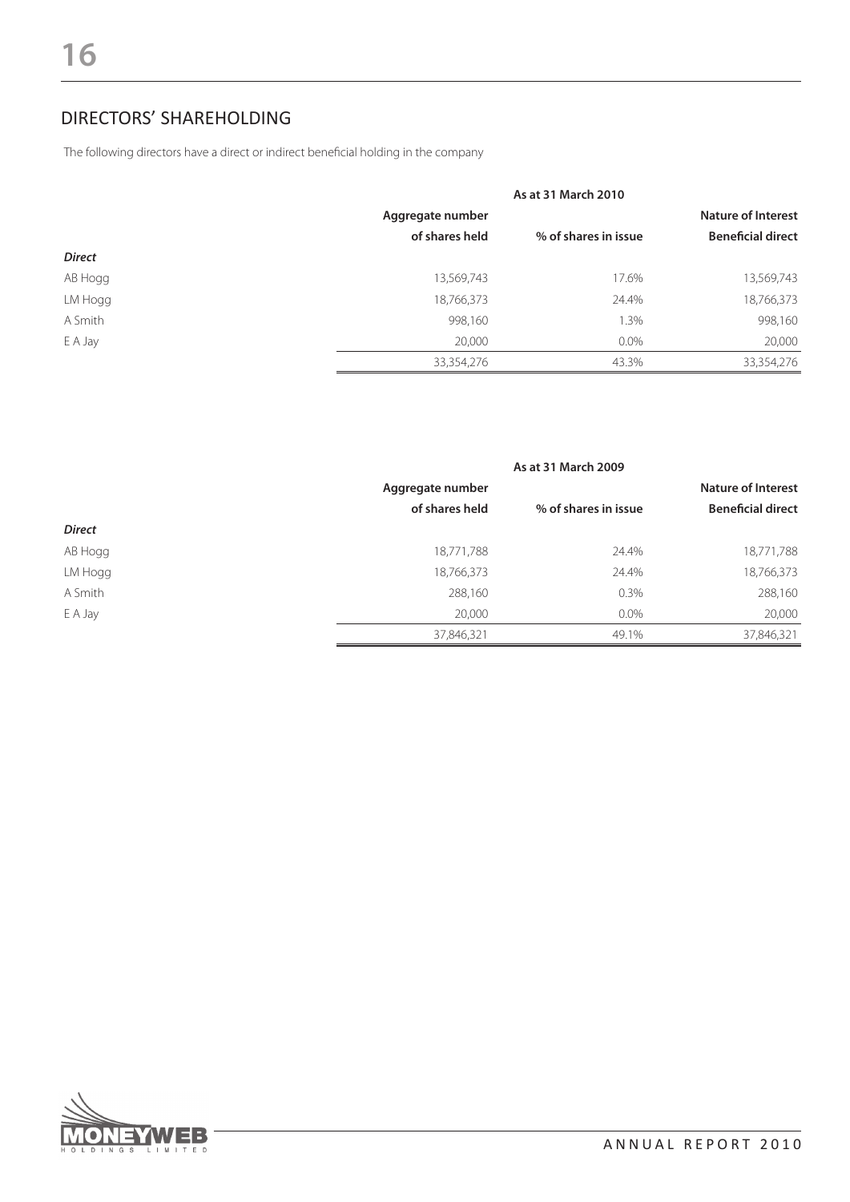## DIRECTORS' SHAREHOLDING

The following directors have a direct or indirect beneficial holding in the company

| | As at 31 March 2010 | | |
|---|---|---|---|
| | Aggregate number of shares held | % of shares in issue | Nature of Interest Beneficial direct |
| *Direct* | | | |
| AB Hogg | 13,569,743 | 17.6% | 13,569,743 |
| LM Hogg | 18,766,373 | 24.4% | 18,766,373 |
| A Smith | 998,160 | 1.3% | 998,160 |
| E A Jay | 20,000 | 0.0% | 20,000 |
| | 33,354,276 | 43.3% | 33,354,276 |

| | As at 31 March 2009 | | |
|---|---|---|---|
| | Aggregate number of shares held | % of shares in issue | Nature of Interest Beneficial direct |
| *Direct* | | | |
| AB Hogg | 18,771,788 | 24.4% | 18,771,788 |
| LM Hogg | 18,766,373 | 24.4% | 18,766,373 |
| A Smith | 288,160 | 0.3% | 288,160 |
| E A Jay | 20,000 | 0.0% | 20,000 |
| | 37,846,321 | 49.1% | 37,846,321 |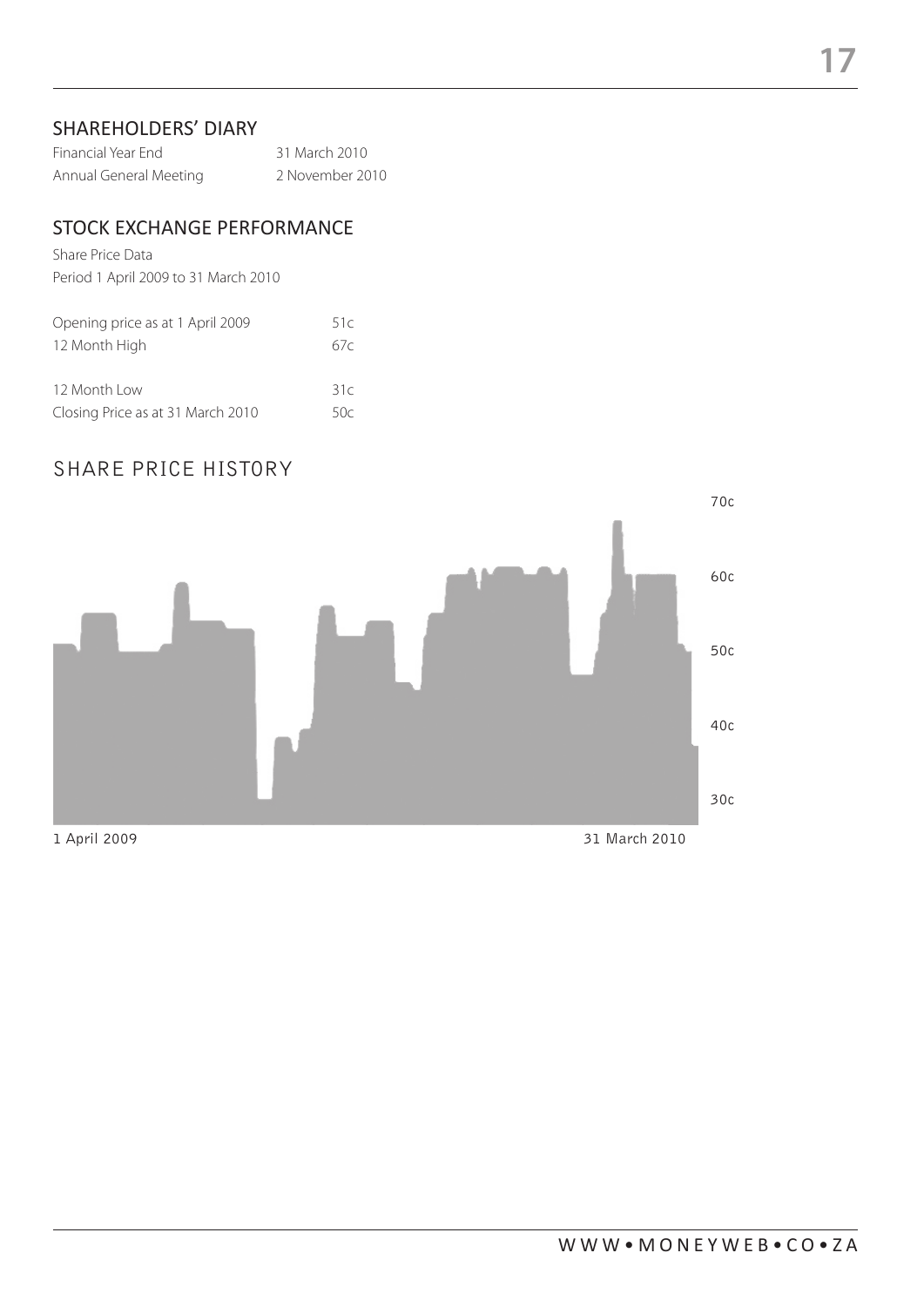## SHAREHOLDERS' DIARY

| | |
|---|---|
| Financial Year End | 31 March 2010 |
| Annual General Meeting | 2 November 2010 |

## STOCK EXCHANGE PERFORMANCE

Share Price Data
Period 1 April 2009 to 31 March 2010

| | |
|---|---|
| Opening price as at 1 April 2009 | 51c |
| 12 Month High | 67c |
| 12 Month Low | 31c |
| Closing Price as at 31 March 2010 | 50c |

## SHARE PRICE HISTORY

70c
60c
50c
40c
30c

1 April 2009 31 March 2010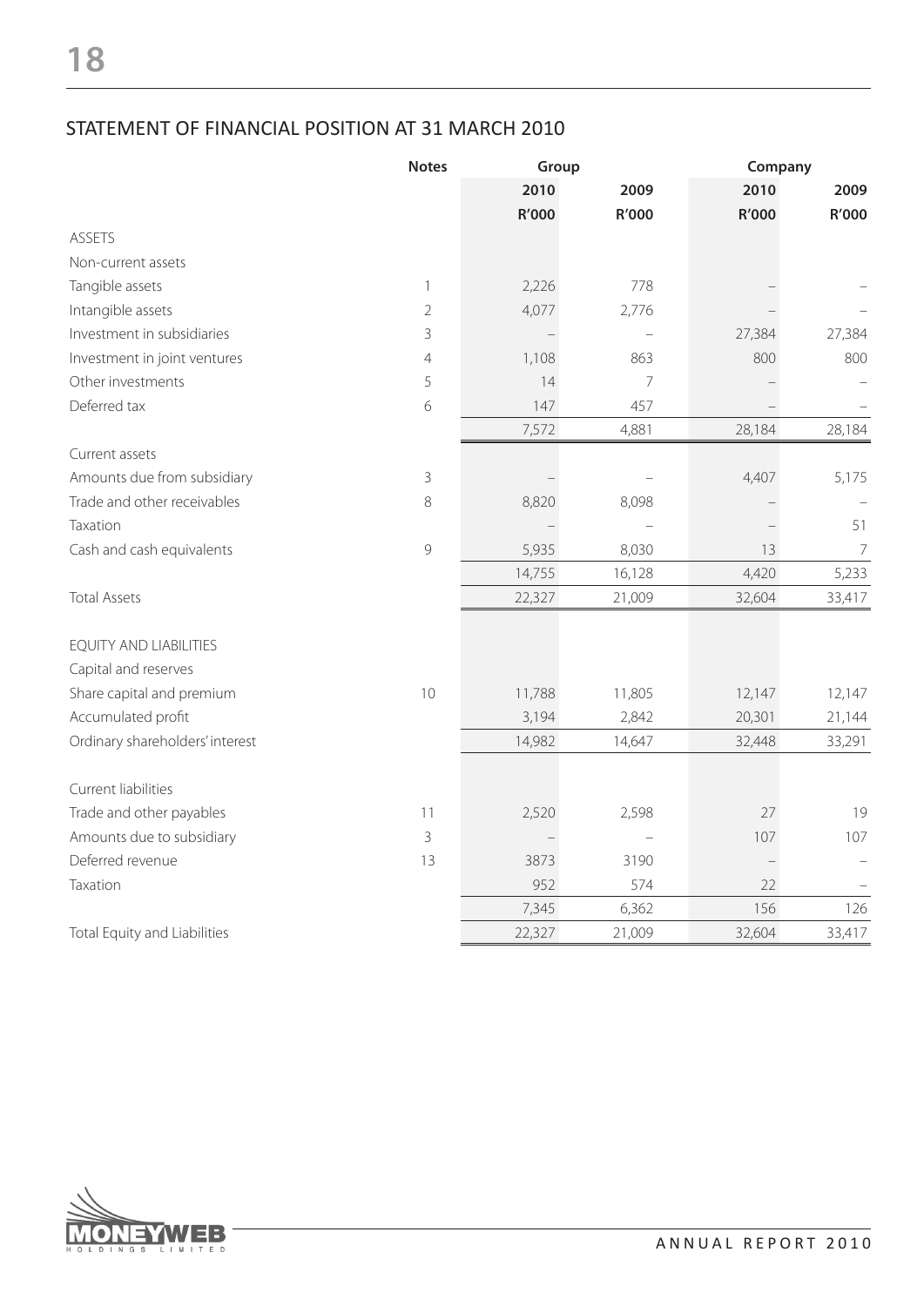## STATEMENT OF FINANCIAL POSITION AT 31 MARCH 2010

| | Notes | Group | | Company | |
|---|---|---|---|---|---|
| | | 2010 | 2009 | 2010 | 2009 |
| | | R'000 | R'000 | R'000 | R'000 |
| ASSETS | | | | | |
| Non-current assets | | | | | |
| Tangible assets | 1 | 2,226 | 778 | – | – |
| Intangible assets | 2 | 4,077 | 2,776 | – | – |
| Investment in subsidiaries | 3 | – | – | 27,384 | 27,384 |
| Investment in joint ventures | 4 | 1,108 | 863 | 800 | 800 |
| Other investments | 5 | 14 | 7 | – | – |
| Deferred tax | 6 | 147 | 457 | – | – |
| | | 7,572 | 4,881 | 28,184 | 28,184 |
| Current assets | | | | | |
| Amounts due from subsidiary | 3 | – | – | 4,407 | 5,175 |
| Trade and other receivables | 8 | 8,820 | 8,098 | – | – |
| Taxation | | – | – | – | 51 |
| Cash and cash equivalents | 9 | 5,935 | 8,030 | 13 | 7 |
| | | 14,755 | 16,128 | 4,420 | 5,233 |
| Total Assets | | 22,327 | 21,009 | 32,604 | 33,417 |
| EQUITY AND LIABILITIES | | | | | |
| Capital and reserves | | | | | |
| Share capital and premium | 10 | 11,788 | 11,805 | 12,147 | 12,147 |
| Accumulated profit | | 3,194 | 2,842 | 20,301 | 21,144 |
| Ordinary shareholders' interest | | 14,982 | 14,647 | 32,448 | 33,291 |
| Current liabilities | | | | | |
| Trade and other payables | 11 | 2,520 | 2,598 | 27 | 19 |
| Amounts due to subsidiary | 3 | – | – | 107 | 107 |
| Deferred revenue | 13 | 3873 | 3190 | – | – |
| Taxation | | 952 | 574 | 22 | – |
| | | 7,345 | 6,362 | 156 | 126 |
| Total Equity and Liabilities | | 22,327 | 21,009 | 32,604 | 33,417 |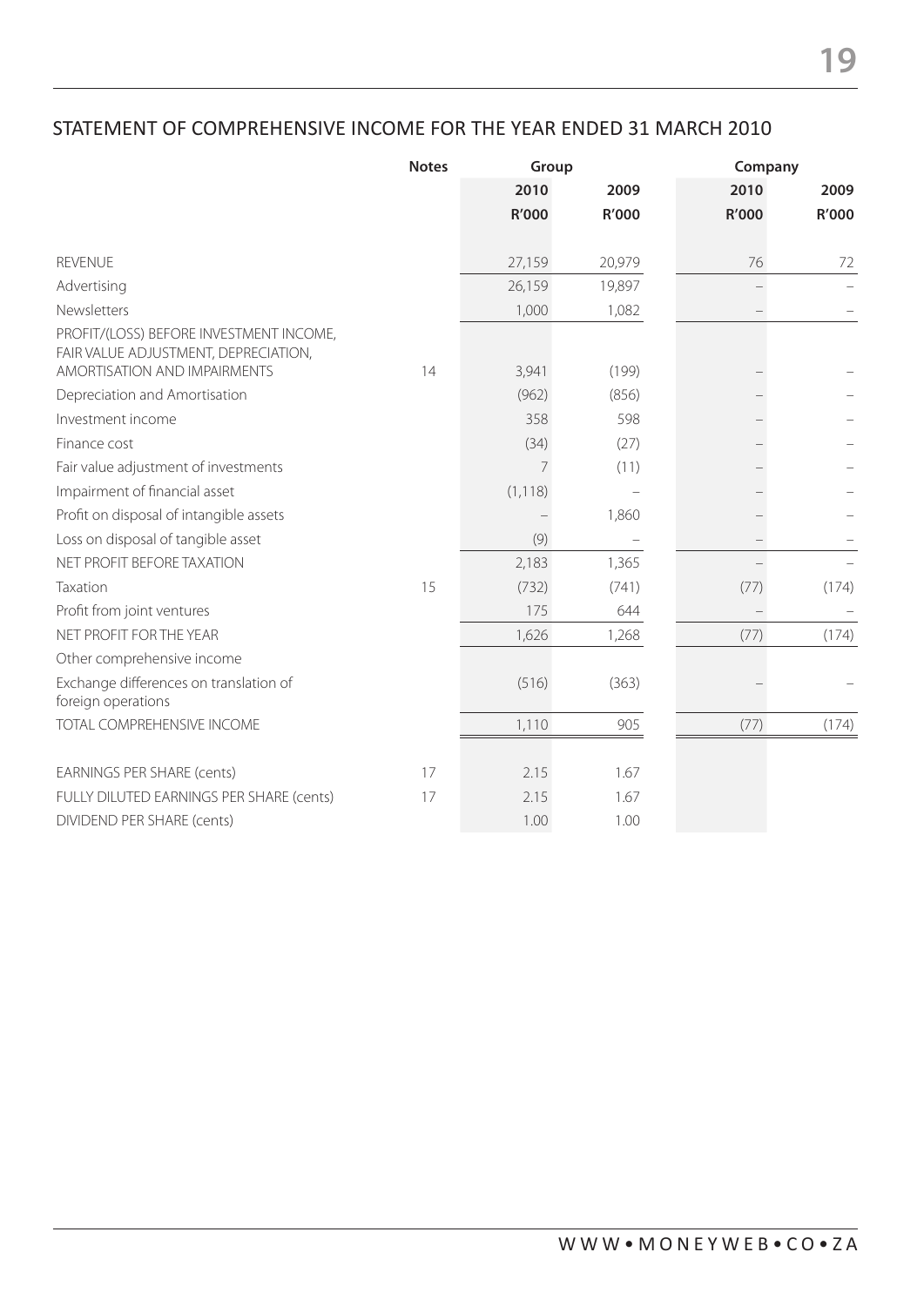## STATEMENT OF COMPREHENSIVE INCOME FOR THE YEAR ENDED 31 MARCH 2010

| | Notes | Group | | Company | |
|---|---|---|---|---|---|
| | | 2010 | 2009 | 2010 | 2009 |
| | | R'000 | R'000 | R'000 | R'000 |
| REVENUE | | 27,159 | 20,979 | 76 | 72 |
| Advertising | | 26,159 | 19,897 | – | – |
| Newsletters | | 1,000 | 1,082 | – | – |
| PROFIT/(LOSS) BEFORE INVESTMENT INCOME, FAIR VALUE ADJUSTMENT, DEPRECIATION, AMORTISATION AND IMPAIRMENTS | 14 | 3,941 | (199) | – | – |
| Depreciation and Amortisation | | (962) | (856) | – | – |
| Investment income | | 358 | 598 | – | – |
| Finance cost | | (34) | (27) | – | – |
| Fair value adjustment of investments | | 7 | (11) | – | – |
| Impairment of financial asset | | (1,118) | – | – | – |
| Profit on disposal of intangible assets | | – | 1,860 | – | – |
| Loss on disposal of tangible asset | | (9) | – | – | – |
| NET PROFIT BEFORE TAXATION | | 2,183 | 1,365 | – | – |
| Taxation | 15 | (732) | (741) | (77) | (174) |
| Profit from joint ventures | | 175 | 644 | – | – |
| NET PROFIT FOR THE YEAR | | 1,626 | 1,268 | (77) | (174) |
| Other comprehensive income | | | | | |
| Exchange differences on translation of foreign operations | | (516) | (363) | – | – |
| TOTAL COMPREHENSIVE INCOME | | 1,110 | 905 | (77) | (174) |
| EARNINGS PER SHARE (cents) | 17 | 2.15 | 1.67 | | |
| FULLY DILUTED EARNINGS PER SHARE (cents) | 17 | 2.15 | 1.67 | | |
| DIVIDEND PER SHARE (cents) | | 1.00 | 1.00 | | |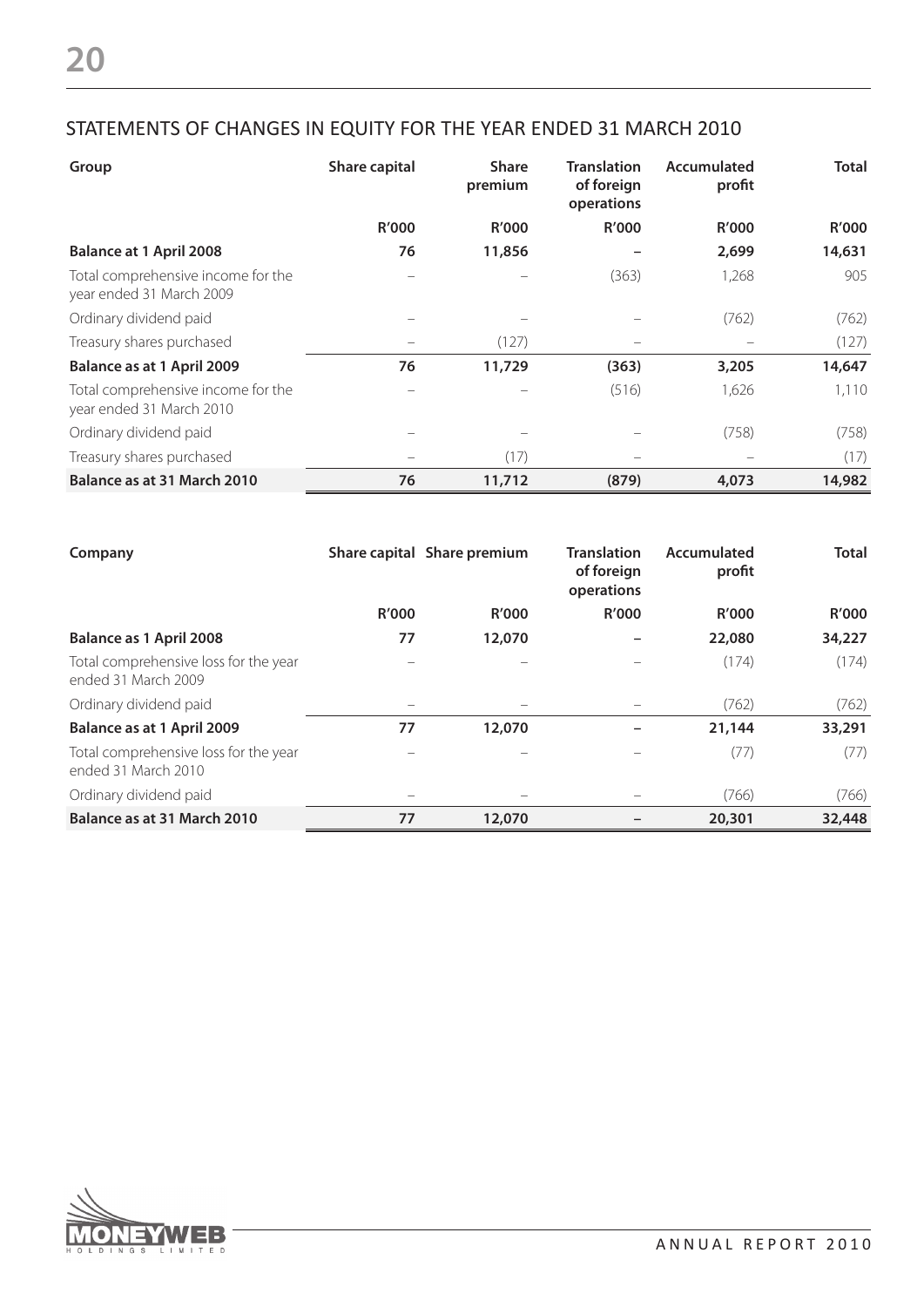## STATEMENTS OF CHANGES IN EQUITY FOR THE YEAR ENDED 31 MARCH 2010

| Group | Share capital | Share premium | Translation of foreign operations | Accumulated profit | Total |
|---|---|---|---|---|---|
| | R'000 | R'000 | R'000 | R'000 | R'000 |
| **Balance at 1 April 2008** | **76** | **11,856** | **–** | **2,699** | **14,631** |
| Total comprehensive income for the year ended 31 March 2009 | – | – | (363) | 1,268 | 905 |
| Ordinary dividend paid | – | – | – | (762) | (762) |
| Treasury shares purchased | – | (127) | – | – | (127) |
| **Balance as at 1 April 2009** | **76** | **11,729** | **(363)** | **3,205** | **14,647** |
| Total comprehensive income for the year ended 31 March 2010 | – | – | (516) | 1,626 | 1,110 |
| Ordinary dividend paid | – | – | – | (758) | (758) |
| Treasury shares purchased | – | (17) | – | – | (17) |
| **Balance as at 31 March 2010** | **76** | **11,712** | **(879)** | **4,073** | **14,982** |

| Company | Share capital | Share premium | Translation of foreign operations | Accumulated profit | Total |
|---|---|---|---|---|---|
| | R'000 | R'000 | R'000 | R'000 | R'000 |
| **Balance as 1 April 2008** | **77** | **12,070** | **–** | **22,080** | **34,227** |
| Total comprehensive loss for the year ended 31 March 2009 | – | – | – | (174) | (174) |
| Ordinary dividend paid | – | – | – | (762) | (762) |
| **Balance as at 1 April 2009** | **77** | **12,070** | **–** | **21,144** | **33,291** |
| Total comprehensive loss for the year ended 31 March 2010 | – | – | – | (77) | (77) |
| Ordinary dividend paid | – | – | – | (766) | (766) |
| **Balance as at 31 March 2010** | **77** | **12,070** | **–** | **20,301** | **32,448** |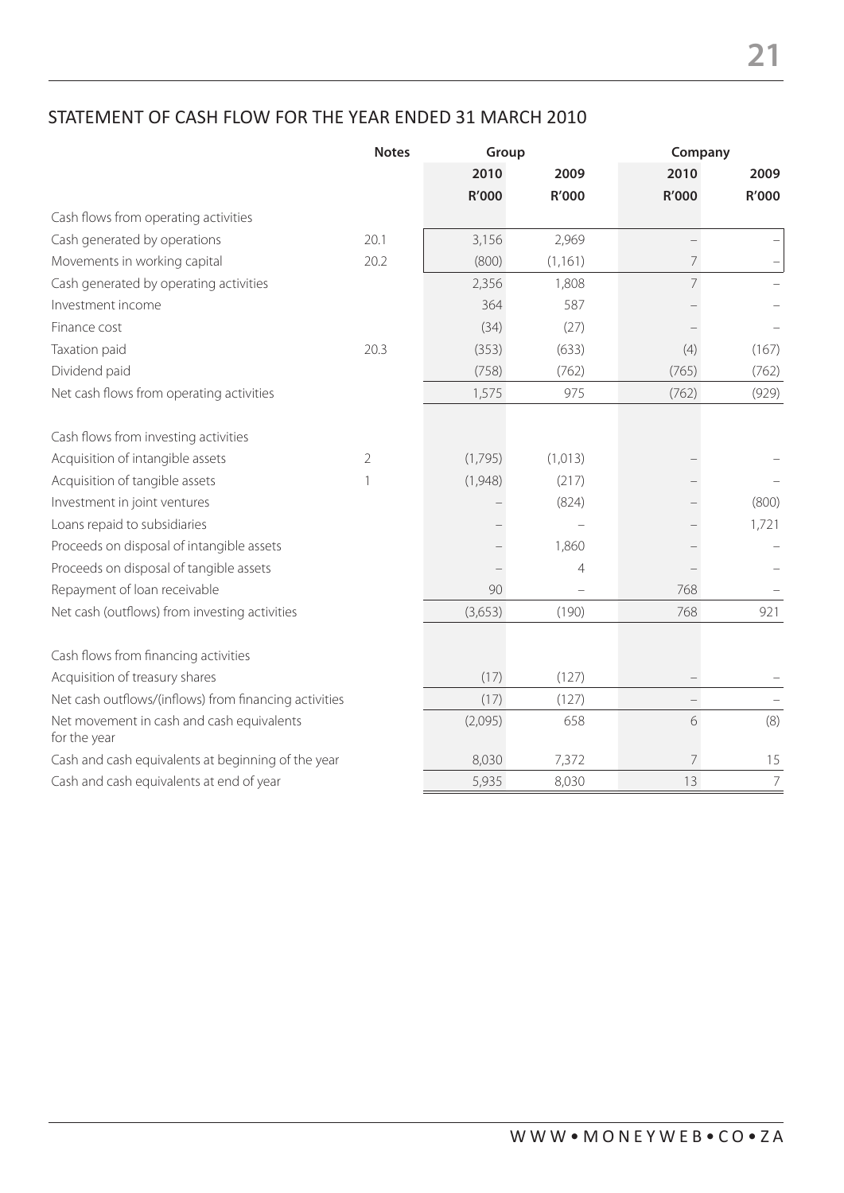## STATEMENT OF CASH FLOW FOR THE YEAR ENDED 31 MARCH 2010

| | Notes | Group | | Company | |
|---|---|---|---|---|---|
| | | 2010 | 2009 | 2010 | 2009 |
| | | R'000 | R'000 | R'000 | R'000 |
| Cash flows from operating activities | | | | | |
| Cash generated by operations | 20.1 | 3,156 | 2,969 | – | – |
| Movements in working capital | 20.2 | (800) | (1,161) | 7 | – |
| Cash generated by operating activities | | 2,356 | 1,808 | 7 | – |
| Investment income | | 364 | 587 | – | – |
| Finance cost | | (34) | (27) | – | – |
| Taxation paid | 20.3 | (353) | (633) | (4) | (167) |
| Dividend paid | | (758) | (762) | (765) | (762) |
| Net cash flows from operating activities | | 1,575 | 975 | (762) | (929) |
| | | | | | |
| Cash flows from investing activities | | | | | |
| Acquisition of intangible assets | 2 | (1,795) | (1,013) | – | – |
| Acquisition of tangible assets | 1 | (1,948) | (217) | – | – |
| Investment in joint ventures | | – | (824) | – | (800) |
| Loans repaid to subsidiaries | | – | – | – | 1,721 |
| Proceeds on disposal of intangible assets | | – | 1,860 | – | – |
| Proceeds on disposal of tangible assets | | – | 4 | – | – |
| Repayment of loan receivable | | 90 | – | 768 | – |
| Net cash (outflows) from investing activities | | (3,653) | (190) | 768 | 921 |
| | | | | | |
| Cash flows from financing activities | | | | | |
| Acquisition of treasury shares | | (17) | (127) | – | – |
| Net cash outflows/(inflows) from financing activities | | (17) | (127) | – | – |
| Net movement in cash and cash equivalents for the year | | (2,095) | 658 | 6 | (8) |
| Cash and cash equivalents at beginning of the year | | 8,030 | 7,372 | 7 | 15 |
| Cash and cash equivalents at end of year | | 5,935 | 8,030 | 13 | 7 |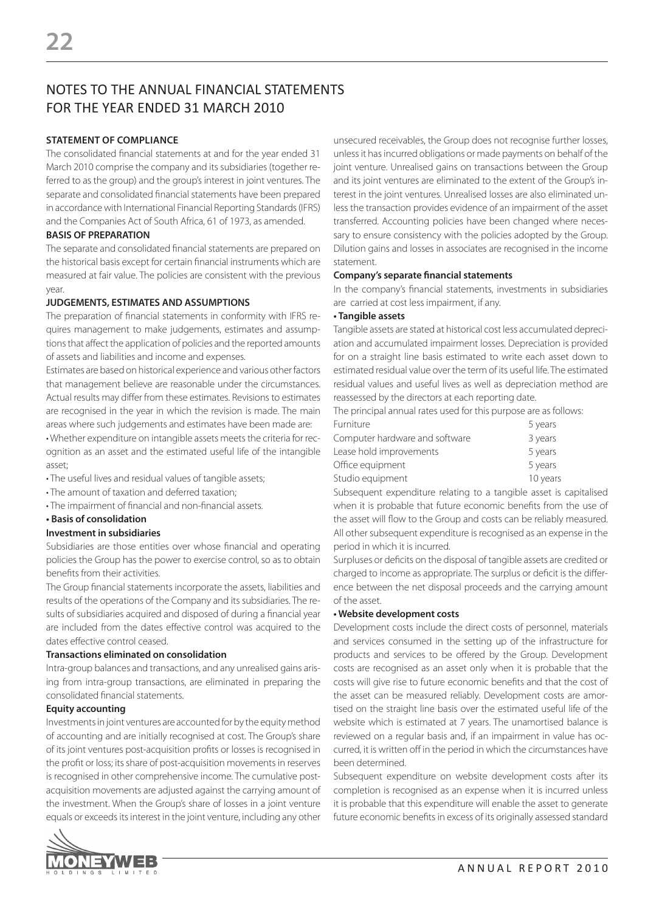# NOTES TO THE ANNUAL FINANCIAL STATEMENTS FOR THE YEAR ENDED 31 MARCH 2010

**STATEMENT OF COMPLIANCE**

The consolidated financial statements at and for the year ended 31 March 2010 comprise the company and its subsidiaries (together referred to as the group) and the group's interest in joint ventures. The separate and consolidated financial statements have been prepared in accordance with International Financial Reporting Standards (IFRS) and the Companies Act of South Africa, 61 of 1973, as amended.

**BASIS OF PREPARATION**

The separate and consolidated financial statements are prepared on the historical basis except for certain financial instruments which are measured at fair value. The policies are consistent with the previous year.

**JUDGEMENTS, ESTIMATES AND ASSUMPTIONS**

The preparation of financial statements in conformity with IFRS requires management to make judgements, estimates and assumptions that affect the application of policies and the reported amounts of assets and liabilities and income and expenses.

Estimates are based on historical experience and various other factors that management believe are reasonable under the circumstances. Actual results may differ from these estimates. Revisions to estimates are recognised in the year in which the revision is made. The main areas where such judgements and estimates have been made are:

- Whether expenditure on intangible assets meets the criteria for recognition as an asset and the estimated useful life of the intangible asset;
- The useful lives and residual values of tangible assets;
- The amount of taxation and deferred taxation;
- The impairment of financial and non-financial assets.

**• Basis of consolidation**

**Investment in subsidiaries**

Subsidiaries are those entities over whose financial and operating policies the Group has the power to exercise control, so as to obtain benefits from their activities.

The Group financial statements incorporate the assets, liabilities and results of the operations of the Company and its subsidiaries. The results of subsidiaries acquired and disposed of during a financial year are included from the dates effective control was acquired to the dates effective control ceased.

**Transactions eliminated on consolidation**

Intra-group balances and transactions, and any unrealised gains arising from intra-group transactions, are eliminated in preparing the consolidated financial statements.

**Equity accounting**

Investments in joint ventures are accounted for by the equity method of accounting and are initially recognised at cost. The Group's share of its joint ventures post-acquisition profits or losses is recognised in the profit or loss; its share of post-acquisition movements in reserves is recognised in other comprehensive income. The cumulative post-acquisition movements are adjusted against the carrying amount of the investment. When the Group's share of losses in a joint venture equals or exceeds its interest in the joint venture, including any other unsecured receivables, the Group does not recognise further losses, unless it has incurred obligations or made payments on behalf of the joint venture. Unrealised gains on transactions between the Group and its joint ventures are eliminated to the extent of the Group's interest in the joint ventures. Unrealised losses are also eliminated unless the transaction provides evidence of an impairment of the asset transferred. Accounting policies have been changed where necessary to ensure consistency with the policies adopted by the Group. Dilution gains and losses in associates are recognised in the income statement.

**Company's separate financial statements**

In the company's financial statements, investments in subsidiaries are carried at cost less impairment, if any.

**• Tangible assets**

Tangible assets are stated at historical cost less accumulated depreciation and accumulated impairment losses. Depreciation is provided for on a straight line basis estimated to write each asset down to estimated residual value over the term of its useful life. The estimated residual values and useful lives as well as depreciation method are reassessed by the directors at each reporting date.

The principal annual rates used for this purpose are as follows:

| | |
|---|---|
| Furniture | 5 years |
| Computer hardware and software | 3 years |
| Lease hold improvements | 5 years |
| Office equipment | 5 years |
| Studio equipment | 10 years |

Subsequent expenditure relating to a tangible asset is capitalised when it is probable that future economic benefits from the use of the asset will flow to the Group and costs can be reliably measured. All other subsequent expenditure is recognised as an expense in the period in which it is incurred.

Surpluses or deficits on the disposal of tangible assets are credited or charged to income as appropriate. The surplus or deficit is the difference between the net disposal proceeds and the carrying amount of the asset.

**• Website development costs**

Development costs include the direct costs of personnel, materials and services consumed in the setting up of the infrastructure for products and services to be offered by the Group. Development costs are recognised as an asset only when it is probable that the costs will give rise to future economic benefits and that the cost of the asset can be measured reliably. Development costs are amortised on the straight line basis over the estimated useful life of the website which is estimated at 7 years. The unamortised balance is reviewed on a regular basis and, if an impairment in value has occurred, it is written off in the period in which the circumstances have been determined.

Subsequent expenditure on website development costs after its completion is recognised as an expense when it is incurred unless it is probable that this expenditure will enable the asset to generate future economic benefits in excess of its originally assessed standard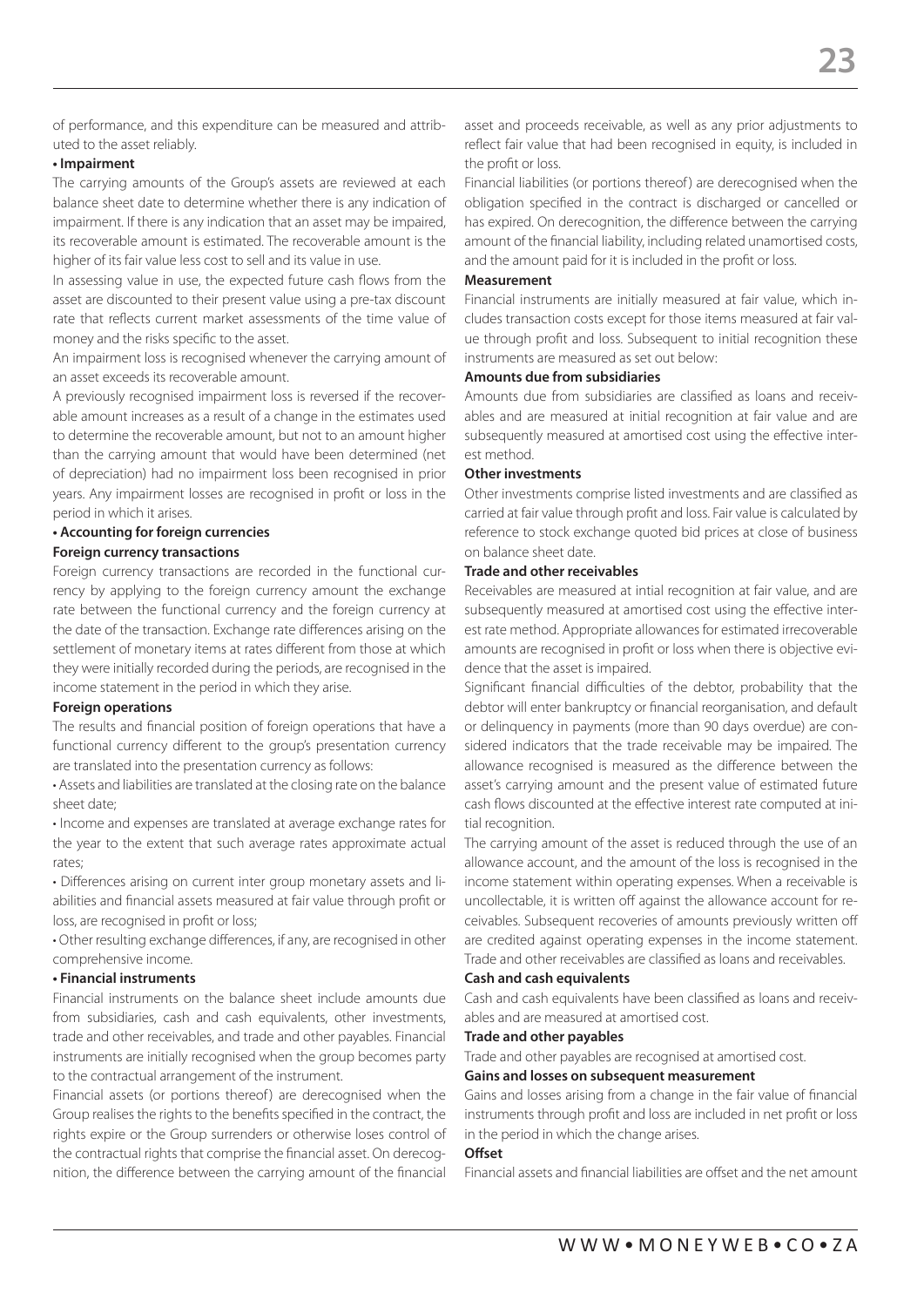of performance, and this expenditure can be measured and attributed to the asset reliably.

**• Impairment**

The carrying amounts of the Group's assets are reviewed at each balance sheet date to determine whether there is any indication of impairment. If there is any indication that an asset may be impaired, its recoverable amount is estimated. The recoverable amount is the higher of its fair value less cost to sell and its value in use.

In assessing value in use, the expected future cash flows from the asset are discounted to their present value using a pre-tax discount rate that reflects current market assessments of the time value of money and the risks specific to the asset.

An impairment loss is recognised whenever the carrying amount of an asset exceeds its recoverable amount.

A previously recognised impairment loss is reversed if the recoverable amount increases as a result of a change in the estimates used to determine the recoverable amount, but not to an amount higher than the carrying amount that would have been determined (net of depreciation) had no impairment loss been recognised in prior years. Any impairment losses are recognised in profit or loss in the period in which it arises.

**• Accounting for foreign currencies**

**Foreign currency transactions**

Foreign currency transactions are recorded in the functional currency by applying to the foreign currency amount the exchange rate between the functional currency and the foreign currency at the date of the transaction. Exchange rate differences arising on the settlement of monetary items at rates different from those at which they were initially recorded during the periods, are recognised in the income statement in the period in which they arise.

**Foreign operations**

The results and financial position of foreign operations that have a functional currency different to the group's presentation currency are translated into the presentation currency as follows:

• Assets and liabilities are translated at the closing rate on the balance sheet date;

• Income and expenses are translated at average exchange rates for the year to the extent that such average rates approximate actual rates;

• Differences arising on current inter group monetary assets and liabilities and financial assets measured at fair value through profit or loss, are recognised in profit or loss;

• Other resulting exchange differences, if any, are recognised in other comprehensive income.

**• Financial instruments**

Financial instruments on the balance sheet include amounts due from subsidiaries, cash and cash equivalents, other investments, trade and other receivables, and trade and other payables. Financial instruments are initially recognised when the group becomes party to the contractual arrangement of the instrument.

Financial assets (or portions thereof) are derecognised when the Group realises the rights to the benefits specified in the contract, the rights expire or the Group surrenders or otherwise loses control of the contractual rights that comprise the financial asset. On derecognition, the difference between the carrying amount of the financial asset and proceeds receivable, as well as any prior adjustments to reflect fair value that had been recognised in equity, is included in the profit or loss.

Financial liabilities (or portions thereof) are derecognised when the obligation specified in the contract is discharged or cancelled or has expired. On derecognition, the difference between the carrying amount of the financial liability, including related unamortised costs, and the amount paid for it is included in the profit or loss.

**Measurement**

Financial instruments are initially measured at fair value, which includes transaction costs except for those items measured at fair value through profit and loss. Subsequent to initial recognition these instruments are measured as set out below:

**Amounts due from subsidiaries**

Amounts due from subsidiaries are classified as loans and receivables and are measured at initial recognition at fair value and are subsequently measured at amortised cost using the effective interest method.

**Other investments**

Other investments comprise listed investments and are classified as carried at fair value through profit and loss. Fair value is calculated by reference to stock exchange quoted bid prices at close of business on balance sheet date.

**Trade and other receivables**

Receivables are measured at intial recognition at fair value, and are subsequently measured at amortised cost using the effective interest rate method. Appropriate allowances for estimated irrecoverable amounts are recognised in profit or loss when there is objective evidence that the asset is impaired.

Significant financial difficulties of the debtor, probability that the debtor will enter bankruptcy or financial reorganisation, and default or delinquency in payments (more than 90 days overdue) are considered indicators that the trade receivable may be impaired. The allowance recognised is measured as the difference between the asset's carrying amount and the present value of estimated future cash flows discounted at the effective interest rate computed at initial recognition.

The carrying amount of the asset is reduced through the use of an allowance account, and the amount of the loss is recognised in the income statement within operating expenses. When a receivable is uncollectable, it is written off against the allowance account for receivables. Subsequent recoveries of amounts previously written off are credited against operating expenses in the income statement. Trade and other receivables are classified as loans and receivables.

**Cash and cash equivalents**

Cash and cash equivalents have been classified as loans and receivables and are measured at amortised cost.

**Trade and other payables**

Trade and other payables are recognised at amortised cost.

**Gains and losses on subsequent measurement**

Gains and losses arising from a change in the fair value of financial instruments through profit and loss are included in net profit or loss in the period in which the change arises.

**Offset**

Financial assets and financial liabilities are offset and the net amount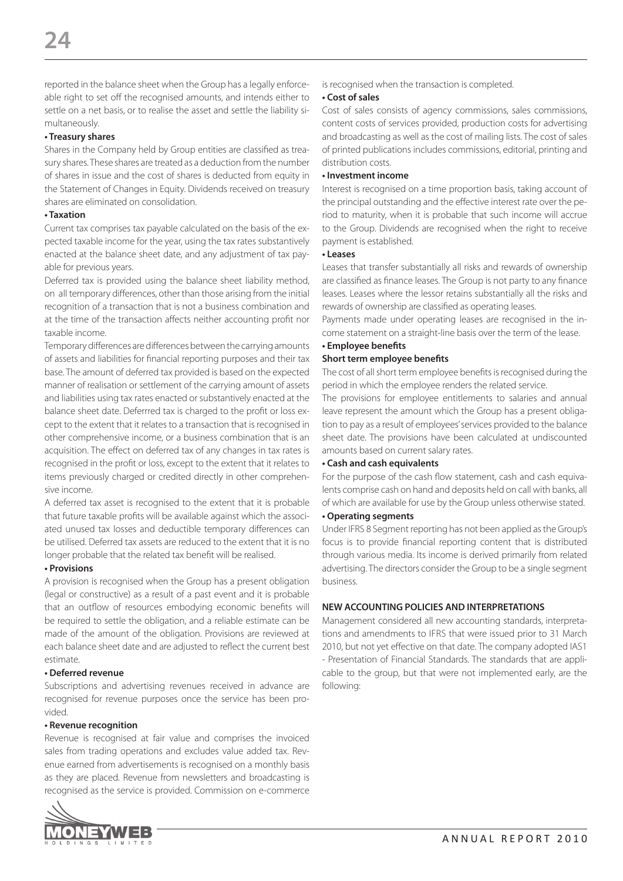reported in the balance sheet when the Group has a legally enforceable right to set off the recognised amounts, and intends either to settle on a net basis, or to realise the asset and settle the liability simultaneously.

**• Treasury shares**

Shares in the Company held by Group entities are classified as treasury shares. These shares are treated as a deduction from the number of shares in issue and the cost of shares is deducted from equity in the Statement of Changes in Equity. Dividends received on treasury shares are eliminated on consolidation.

**• Taxation**

Current tax comprises tax payable calculated on the basis of the expected taxable income for the year, using the tax rates substantively enacted at the balance sheet date, and any adjustment of tax payable for previous years.

Deferred tax is provided using the balance sheet liability method, on all temporary differences, other than those arising from the initial recognition of a transaction that is not a business combination and at the time of the transaction affects neither accounting profit nor taxable income.

Temporary differences are differences between the carrying amounts of assets and liabilities for financial reporting purposes and their tax base. The amount of deferred tax provided is based on the expected manner of realisation or settlement of the carrying amount of assets and liabilities using tax rates enacted or substantively enacted at the balance sheet date. Deferrred tax is charged to the profit or loss except to the extent that it relates to a transaction that is recognised in other comprehensive income, or a business combination that is an acquisition. The effect on deferred tax of any changes in tax rates is recognised in the profit or loss, except to the extent that it relates to items previously charged or credited directly in other comprehensive income.

A deferred tax asset is recognised to the extent that it is probable that future taxable profits will be available against which the associated unused tax losses and deductible temporary differences can be utilised. Deferred tax assets are reduced to the extent that it is no longer probable that the related tax benefit will be realised.

**• Provisions**

A provision is recognised when the Group has a present obligation (legal or constructive) as a result of a past event and it is probable that an outflow of resources embodying economic benefits will be required to settle the obligation, and a reliable estimate can be made of the amount of the obligation. Provisions are reviewed at each balance sheet date and are adjusted to reflect the current best estimate.

**• Deferred revenue**

Subscriptions and advertising revenues received in advance are recognised for revenue purposes once the service has been provided.

**• Revenue recognition**

Revenue is recognised at fair value and comprises the invoiced sales from trading operations and excludes value added tax. Revenue earned from advertisements is recognised on a monthly basis as they are placed. Revenue from newsletters and broadcasting is recognised as the service is provided. Commission on e-commerce is recognised when the transaction is completed.

**• Cost of sales**

Cost of sales consists of agency commissions, sales commissions, content costs of services provided, production costs for advertising and broadcasting as well as the cost of mailing lists. The cost of sales of printed publications includes commissions, editorial, printing and distribution costs.

**• Investment income**

Interest is recognised on a time proportion basis, taking account of the principal outstanding and the effective interest rate over the period to maturity, when it is probable that such income will accrue to the Group. Dividends are recognised when the right to receive payment is established.

**• Leases**

Leases that transfer substantially all risks and rewards of ownership are classified as finance leases. The Group is not party to any finance leases. Leases where the lessor retains substantially all the risks and rewards of ownership are classified as operating leases.

Payments made under operating leases are recognised in the income statement on a straight-line basis over the term of the lease.

**• Employee benefits**

**Short term employee benefits**

The cost of all short term employee benefits is recognised during the period in which the employee renders the related service.

The provisions for employee entitlements to salaries and annual leave represent the amount which the Group has a present obligation to pay as a result of employees' services provided to the balance sheet date. The provisions have been calculated at undiscounted amounts based on current salary rates.

**• Cash and cash equivalents**

For the purpose of the cash flow statement, cash and cash equivalents comprise cash on hand and deposits held on call with banks, all of which are available for use by the Group unless otherwise stated.

**• Operating segments**

Under IFRS 8 Segment reporting has not been applied as the Group's focus is to provide financial reporting content that is distributed through various media. Its income is derived primarily from related advertising. The directors consider the Group to be a single segment business.

**NEW ACCOUNTING POLICIES AND INTERPRETATIONS**

Management considered all new accounting standards, interpretations and amendments to IFRS that were issued prior to 31 March 2010, but not yet effective on that date. The company adopted IAS1 - Presentation of Financial Standards. The standards that are applicable to the group, but that were not implemented early, are the following: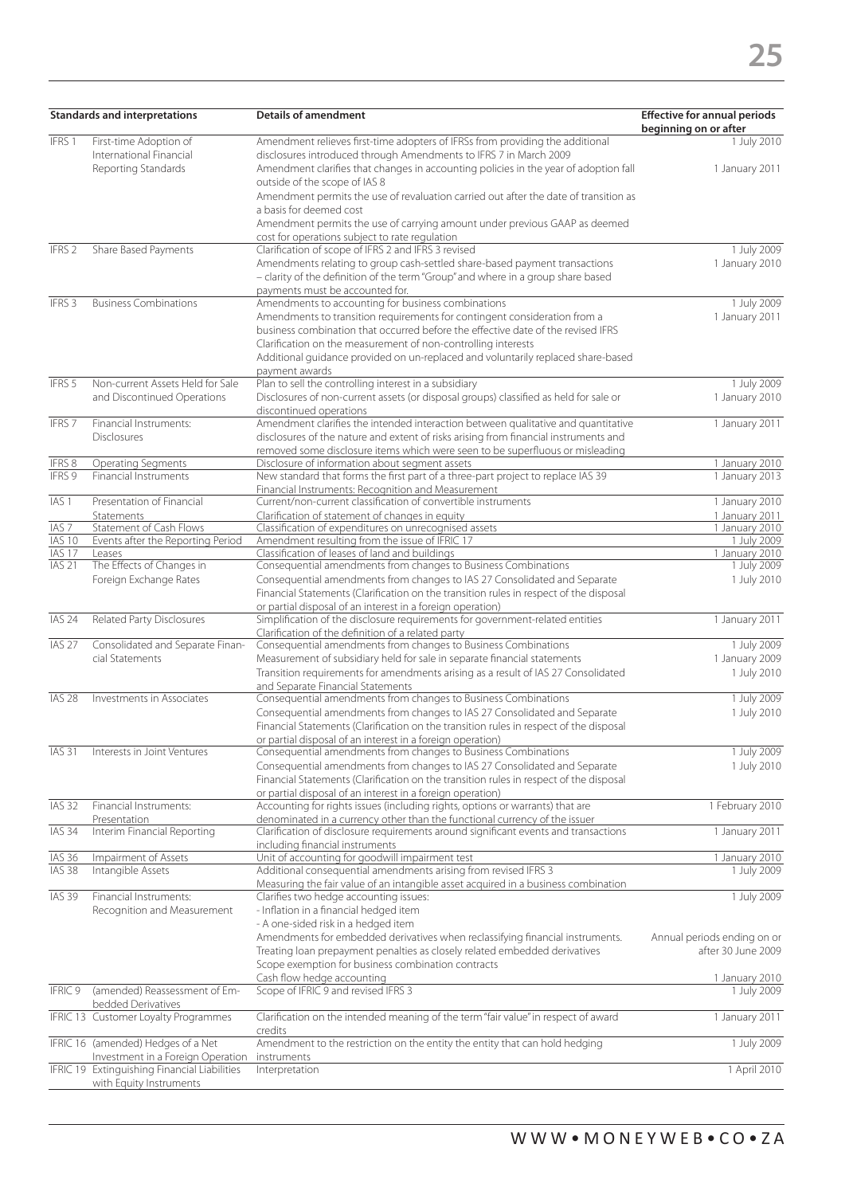| Standards and interpretations | | Details of amendment | Effective for annual periods beginning on or after |
|---|---|---|---|
| IFRS 1 | First-time Adoption of International Financial Reporting Standards | Amendment relieves first-time adopters of IFRSs from providing the additional disclosures introduced through Amendments to IFRS 7 in March 2009 | 1 July 2010 |
| | | Amendment clarifies that changes in accounting policies in the year of adoption fall outside of the scope of IAS 8 | 1 January 2011 |
| | | Amendment permits the use of revaluation carried out after the date of transition as a basis for deemed cost | |
| | | Amendment permits the use of carrying amount under previous GAAP as deemed cost for operations subject to rate regulation | |
| IFRS 2 | Share Based Payments | Clarification of scope of IFRS 2 and IFRS 3 revised | 1 July 2009 |
| | | Amendments relating to group cash-settled share-based payment transactions – clarity of the definition of the term "Group" and where in a group share based payments must be accounted for. | 1 January 2010 |
| IFRS 3 | Business Combinations | Amendments to accounting for business combinations | 1 July 2009 |
| | | Amendments to transition requirements for contingent consideration from a business combination that occurred before the effective date of the revised IFRS | 1 January 2011 |
| | | Clarification on the measurement of non-controlling interests | |
| | | Additional guidance provided on un-replaced and voluntarily replaced share-based payment awards | |
| IFRS 5 | Non-current Assets Held for Sale and Discontinued Operations | Plan to sell the controlling interest in a subsidiary | 1 July 2009 |
| | | Disclosures of non-current assets (or disposal groups) classified as held for sale or discontinued operations | 1 January 2010 |
| IFRS 7 | Financial Instruments: Disclosures | Amendment clarifies the intended interaction between qualitative and quantitative disclosures of the nature and extent of risks arising from financial instruments and removed some disclosure items which were seen to be superfluous or misleading | 1 January 2011 |
| IFRS 8 | Operating Segments | Disclosure of information about segment assets | 1 January 2010 |
| IFRS 9 | Financial Instruments | New standard that forms the first part of a three-part project to replace IAS 39 Financial Instruments: Recognition and Measurement | 1 January 2013 |
| IAS 1 | Presentation of Financial Statements | Current/non-current classification of convertible instruments | 1 January 2010 |
| | | Clarification of statement of changes in equity | 1 January 2011 |
| IAS 7 | Statement of Cash Flows | Classification of expenditures on unrecognised assets | 1 January 2010 |
| IAS 10 | Events after the Reporting Period | Amendment resulting from the issue of IFRIC 17 | 1 July 2009 |
| IAS 17 | Leases | Classification of leases of land and buildings | 1 January 2010 |
| IAS 21 | The Effects of Changes in Foreign Exchange Rates | Consequential amendments from changes to Business Combinations | 1 July 2009 |
| | | Consequential amendments from changes to IAS 27 Consolidated and Separate Financial Statements (Clarification on the transition rules in respect of the disposal or partial disposal of an interest in a foreign operation) | 1 July 2010 |
| IAS 24 | Related Party Disclosures | Simplification of the disclosure requirements for government-related entities Clarification of the definition of a related party | 1 January 2011 |
| IAS 27 | Consolidated and Separate Financial Statements | Consequential amendments from changes to Business Combinations | 1 July 2009 |
| | | Measurement of subsidiary held for sale in separate financial statements | 1 January 2009 |
| | | Transition requirements for amendments arising as a result of IAS 27 Consolidated and Separate Financial Statements | 1 July 2010 |
| IAS 28 | Investments in Associates | Consequential amendments from changes to Business Combinations | 1 July 2009 |
| | | Consequential amendments from changes to IAS 27 Consolidated and Separate Financial Statements (Clarification on the transition rules in respect of the disposal or partial disposal of an interest in a foreign operation) | 1 July 2010 |
| IAS 31 | Interests in Joint Ventures | Consequential amendments from changes to Business Combinations | 1 July 2009 |
| | | Consequential amendments from changes to IAS 27 Consolidated and Separate Financial Statements (Clarification on the transition rules in respect of the disposal or partial disposal of an interest in a foreign operation) | 1 July 2010 |
| IAS 32 | Financial Instruments: Presentation | Accounting for rights issues (including rights, options or warrants) that are denominated in a currency other than the functional currency of the issuer | 1 February 2010 |
| IAS 34 | Interim Financial Reporting | Clarification of disclosure requirements around significant events and transactions including financial instruments | 1 January 2011 |
| IAS 36 | Impairment of Assets | Unit of accounting for goodwill impairment test | 1 January 2010 |
| IAS 38 | Intangible Assets | Additional consequential amendments arising from revised IFRS 3 Measuring the fair value of an intangible asset acquired in a business combination | 1 July 2009 |
| IAS 39 | Financial Instruments: Recognition and Measurement | Clarifies two hedge accounting issues:<br>- Inflation in a financial hedged item<br>- A one-sided risk in a hedged item | 1 July 2009 |
| | | Amendments for embedded derivatives when reclassifying financial instruments. | Annual periods ending on or after 30 June 2009 |
| | | Treating loan prepayment penalties as closely related embedded derivatives | |
| | | Scope exemption for business combination contracts | |
| | | Cash flow hedge accounting | 1 January 2010 |
| IFRIC 9 | (amended) Reassessment of Embedded Derivatives | Scope of IFRIC 9 and revised IFRS 3 | 1 July 2009 |
| IFRIC 13 | Customer Loyalty Programmes | Clarification on the intended meaning of the term "fair value" in respect of award credits | 1 January 2011 |
| IFRIC 16 | (amended) Hedges of a Net Investment in a Foreign Operation | Amendment to the restriction on the entity the entity that can hold hedging instruments | 1 July 2009 |
| IFRIC 19 | Extinguishing Financial Liabilities with Equity Instruments | Interpretation | 1 April 2010 |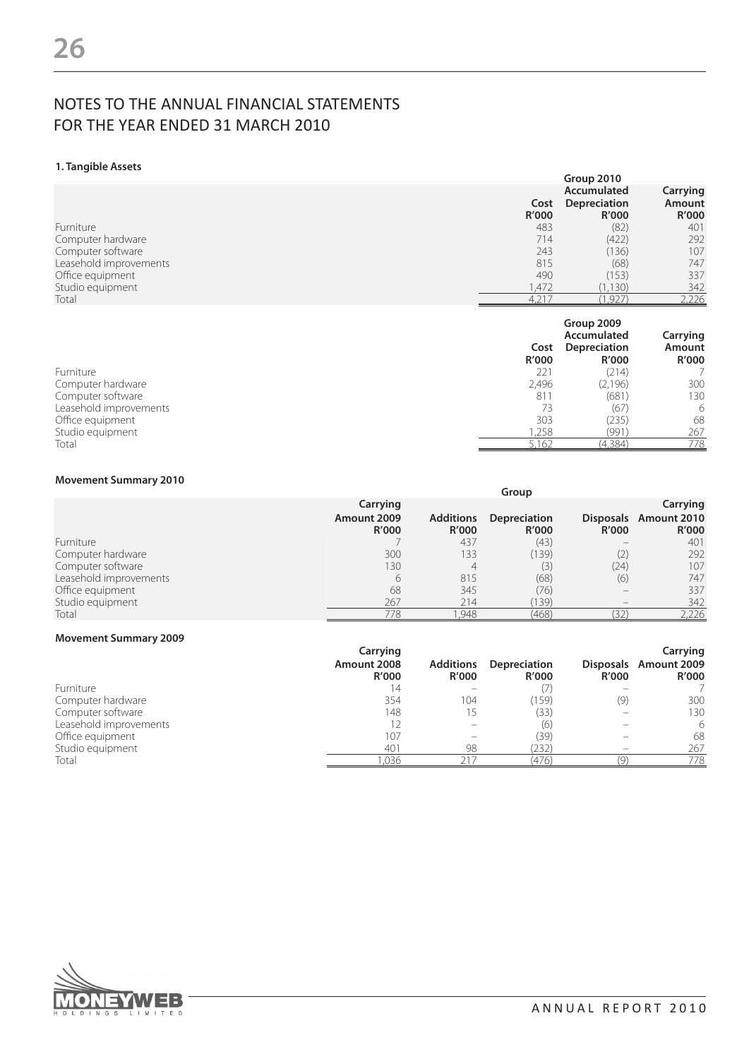# NOTES TO THE ANNUAL FINANCIAL STATEMENTS FOR THE YEAR ENDED 31 MARCH 2010

### 1. Tangible Assets

| | Group 2010 | | |
|---|---|---|---|
| | Cost R'000 | Accumulated Depreciation R'000 | Carrying Amount R'000 |
| Furniture | 483 | (82) | 401 |
| Computer hardware | 714 | (422) | 292 |
| Computer software | 243 | (136) | 107 |
| Leasehold improvements | 815 | (68) | 747 |
| Office equipment | 490 | (153) | 337 |
| Studio equipment | 1,472 | (1,130) | 342 |
| Total | 4,217 | (1,927) | 2,226 |

| | Group 2009 | | |
|---|---|---|---|
| | Cost R'000 | Accumulated Depreciation R'000 | Carrying Amount R'000 |
| Furniture | 221 | (214) | 7 |
| Computer hardware | 2,496 | (2,196) | 300 |
| Computer software | 811 | (681) | 130 |
| Leasehold improvements | 73 | (67) | 6 |
| Office equipment | 303 | (235) | 68 |
| Studio equipment | 1,258 | (991) | 267 |
| Total | 5,162 | (4,384) | 778 |

**Movement Summary 2010**

| | Group | | | | |
|---|---|---|---|---|---|
| | Carrying Amount 2009 R'000 | Additions R'000 | Depreciation R'000 | Disposals R'000 | Carrying Amount 2010 R'000 |
| Furniture | 7 | 437 | (43) | – | 401 |
| Computer hardware | 300 | 133 | (139) | (2) | 292 |
| Computer software | 130 | 4 | (3) | (24) | 107 |
| Leasehold improvements | 6 | 815 | (68) | (6) | 747 |
| Office equipment | 68 | 345 | (76) | – | 337 |
| Studio equipment | 267 | 214 | (139) | – | 342 |
| Total | 778 | 1,948 | (468) | (32) | 2,226 |

**Movement Summary 2009**

| | Carrying Amount 2008 R'000 | Additions R'000 | Depreciation R'000 | Disposals R'000 | Carrying Amount 2009 R'000 |
|---|---|---|---|---|---|
| Furniture | 14 | – | (7) | – | 7 |
| Computer hardware | 354 | 104 | (159) | (9) | 300 |
| Computer software | 148 | 15 | (33) | – | 130 |
| Leasehold improvements | 12 | – | (6) | – | 6 |
| Office equipment | 107 | – | (39) | – | 68 |
| Studio equipment | 401 | 98 | (232) | – | 267 |
| Total | 1,036 | 217 | (476) | (9) | 778 |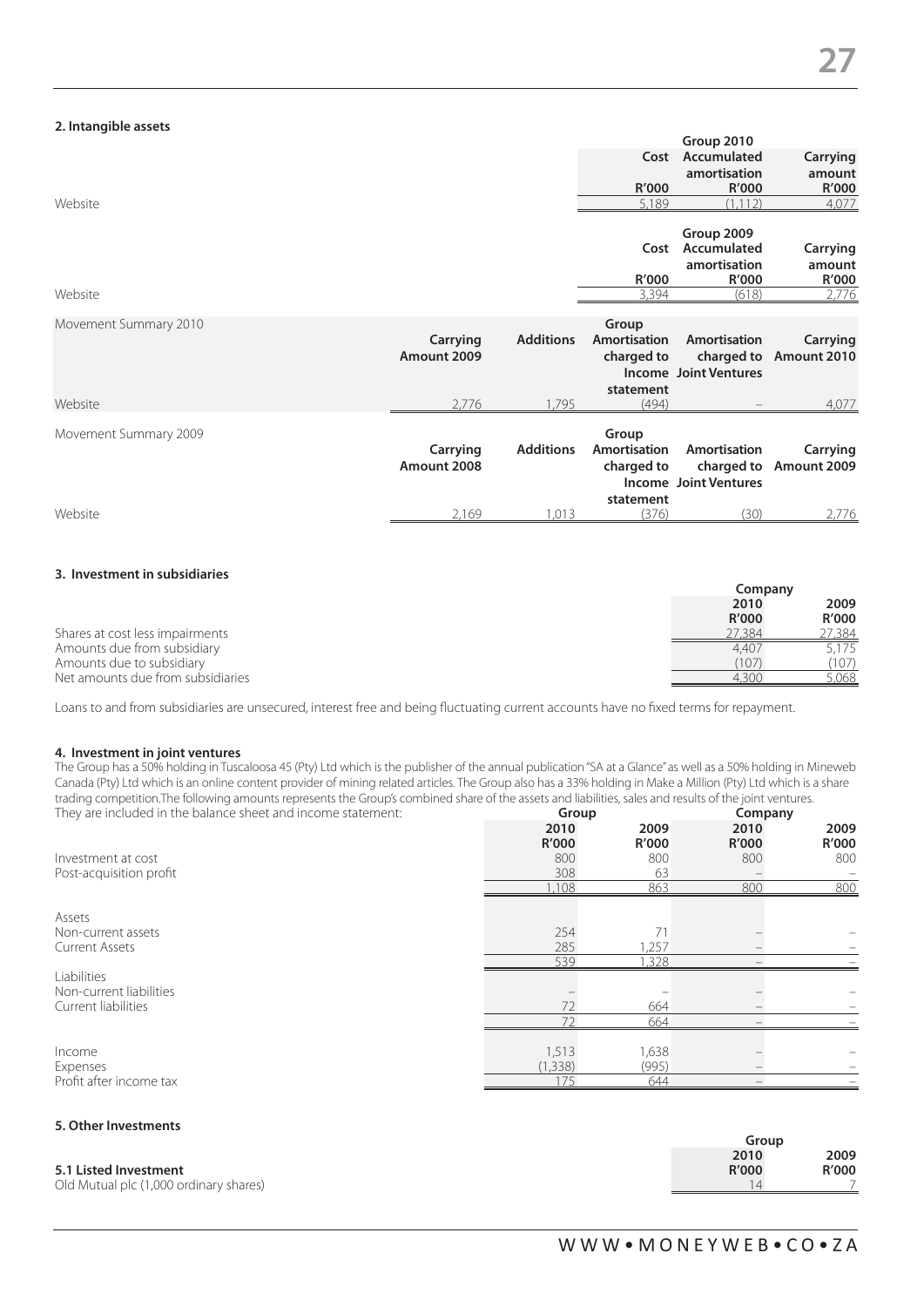## 2. Intangible assets

| | Group 2010 | | |
|---|---|---|---|
| | Cost | Accumulated amortisation | Carrying amount |
| | R'000 | R'000 | R'000 |
| Website | 5,189 | (1,112) | 4,077 |

| | Group 2009 | | |
|---|---|---|---|
| | Cost | Accumulated amortisation | Carrying amount |
| | R'000 | R'000 | R'000 |
| Website | 3,394 | (618) | 2,776 |

| Movement Summary 2010 | Carrying Amount 2009 | Additions | Group Amortisation charged to Income statement | Amortisation charged to Joint Ventures | Carrying Amount 2010 |
|---|---|---|---|---|---|
| Website | 2,776 | 1,795 | (494) | – | 4,077 |

| Movement Summary 2009 | Carrying Amount 2008 | Additions | Group Amortisation charged to Income statement | Amortisation charged to Joint Ventures | Carrying Amount 2009 |
|---|---|---|---|---|---|
| Website | 2,169 | 1,013 | (376) | (30) | 2,776 |

## 3. Investment in subsidiaries

| | Company | |
|---|---|---|
| | 2010 | 2009 |
| | R'000 | R'000 |
| Shares at cost less impairments | 27,384 | 27,384 |
| Amounts due from subsidiary | 4,407 | 5,175 |
| Amounts due to subsidiary | (107) | (107) |
| Net amounts due from subsidiaries | 4,300 | 5,068 |

Loans to and from subsidiaries are unsecured, interest free and being fluctuating current accounts have no fixed terms for repayment.

## 4. Investment in joint ventures

The Group has a 50% holding in Tuscaloosa 45 (Pty) Ltd which is the publisher of the annual publication "SA at a Glance" as well as a 50% holding in Mineweb Canada (Pty) Ltd which is an online content provider of mining related articles. The Group also has a 33% holding in Make a Million (Pty) Ltd which is a share trading competition.The following amounts represents the Group's combined share of the assets and liabilities, sales and results of the joint ventures. They are included in the balance sheet and income statement:

| | Group | | Company | |
|---|---|---|---|---|
| | 2010 | 2009 | 2010 | 2009 |
| | R'000 | R'000 | R'000 | R'000 |
| Investment at cost | 800 | 800 | 800 | 800 |
| Post-acquisition profit | 308 | 63 | – | – |
| | 1,108 | 863 | 800 | 800 |
| **Assets** | | | | |
| Non-current assets | 254 | 71 | – | – |
| Current Assets | 285 | 1,257 | – | – |
| | 539 | 1,328 | – | – |
| **Liabilities** | | | | |
| Non-current liabilities | – | – | – | – |
| Current liabilities | 72 | 664 | – | – |
| | 72 | 664 | – | – |
| Income | 1,513 | 1,638 | – | – |
| Expenses | (1,338) | (995) | – | – |
| Profit after income tax | 175 | 644 | – | – |

## 5. Other Investments

| | Group | |
|---|---|---|
| | 2010 | 2009 |
| **5.1 Listed Investment** | R'000 | R'000 |
| Old Mutual plc (1,000 ordinary shares) | 14 | 7 |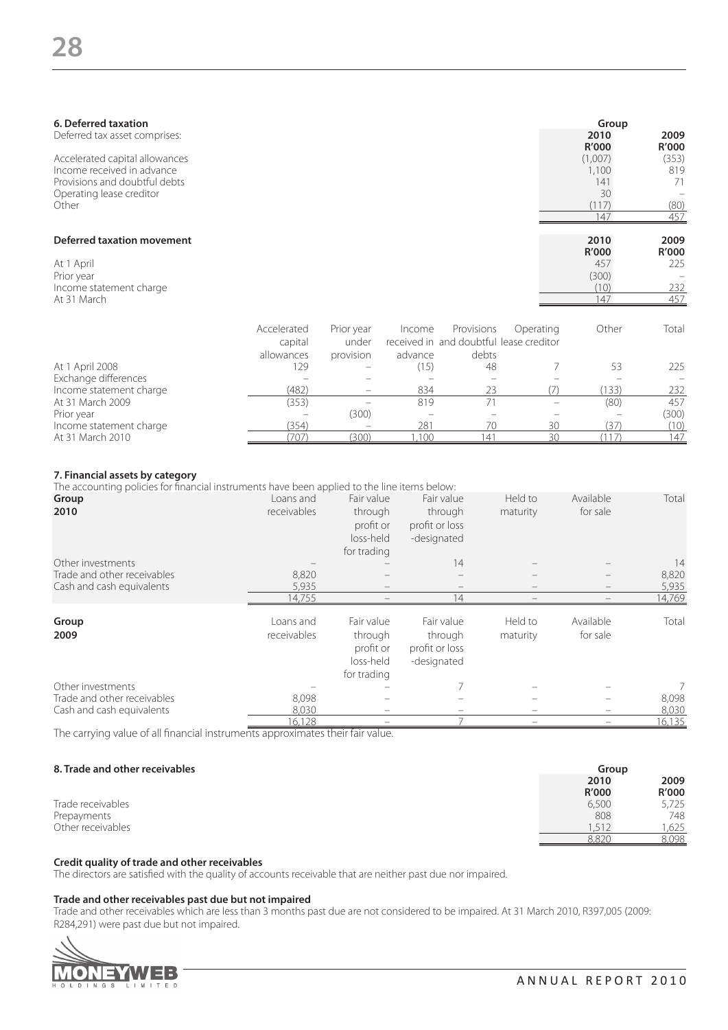## 6. Deferred taxation

Deferred tax asset comprises:

| | Group 2010 R'000 | Group 2009 R'000 |
|---|---|---|
| Accelerated capital allowances | (1,007) | (353) |
| Income received in advance | 1,100 | 819 |
| Provisions and doubtful debts | 141 | 71 |
| Operating lease creditor | 30 | – |
| Other | (117) | (80) |
| | 147 | 457 |

**Deferred taxation movement**

| | 2010 R'000 | 2009 R'000 |
|---|---|---|
| At 1 April | 457 | 225 |
| Prior year | (300) | – |
| Income statement charge | (10) | 232 |
| At 31 March | 147 | 457 |

| | Accelerated capital allowances | Prior year under provision | Income received in advance | Provisions and doubtful debts | Operating lease creditor | Other | Total |
|---|---|---|---|---|---|---|---|
| At 1 April 2008 | 129 | – | (15) | 48 | 7 | 53 | 225 |
| Exchange differences | – | – | – | – | – | – | – |
| Income statement charge | (482) | – | 834 | 23 | (7) | (133) | 232 |
| At 31 March 2009 | (353) | – | 819 | 71 | – | (80) | 457 |
| Prior year | – | (300) | – | – | – | – | (300) |
| Income statement charge | (354) | – | 281 | 70 | 30 | (37) | (10) |
| At 31 March 2010 | (707) | (300) | 1,100 | 141 | 30 | (117) | 147 |

## 7. Financial assets by category

The accounting policies for financial instruments have been applied to the line items below:

| Group 2010 | Loans and receivables | Fair value through profit or loss-held for trading | Fair value through profit or loss -designated | Held to maturity | Available for sale | Total |
|---|---|---|---|---|---|---|
| Other investments | – | – | 14 | – | – | 14 |
| Trade and other receivables | 8,820 | – | – | – | – | 8,820 |
| Cash and cash equivalents | 5,935 | – | – | – | – | 5,935 |
| | 14,755 | – | 14 | – | – | 14,769 |

| Group 2009 | Loans and receivables | Fair value through profit or loss-held for trading | Fair value through profit or loss -designated | Held to maturity | Available for sale | Total |
|---|---|---|---|---|---|---|
| Other investments | – | – | 7 | – | – | 7 |
| Trade and other receivables | 8,098 | – | – | – | – | 8,098 |
| Cash and cash equivalents | 8,030 | – | – | – | – | 8,030 |
| | 16,128 | – | 7 | – | – | 16,135 |

The carrying value of all financial instruments approximates their fair value.

## 8. Trade and other receivables

| | Group 2010 R'000 | Group 2009 R'000 |
|---|---|---|
| Trade receivables | 6,500 | 5,725 |
| Prepayments | 808 | 748 |
| Other receivables | 1,512 | 1,625 |
| | 8,820 | 8,098 |

**Credit quality of trade and other receivables**

The directors are satisfied with the quality of accounts receivable that are neither past due nor impaired.

**Trade and other receivables past due but not impaired**

Trade and other receivables which are less than 3 months past due are not considered to be impaired. At 31 March 2010, R397,005 (2009: R284,291) were past due but not impaired.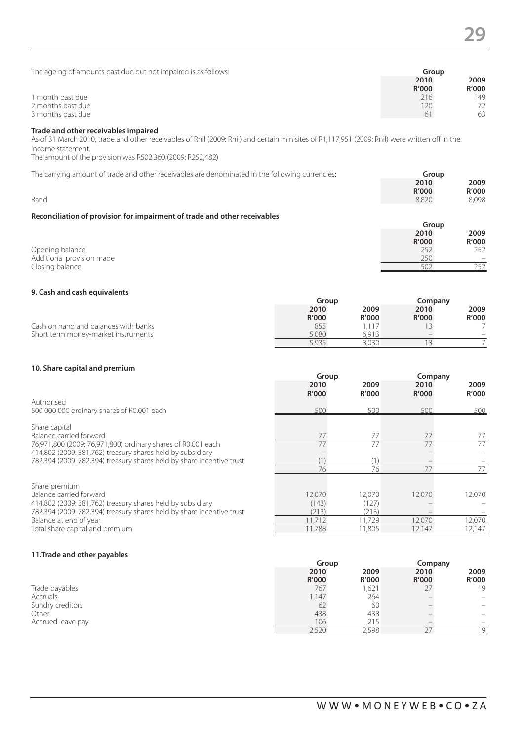The ageing of amounts past due but not impaired is as follows:

| | Group | |
|---|---|---|
| | 2010 | 2009 |
| | R'000 | R'000 |
| 1 month past due | 216 | 149 |
| 2 months past due | 120 | 72 |
| 3 months past due | 61 | 63 |

**Trade and other receivables impaired**

As of 31 March 2010, trade and other receivables of Rnil (2009: Rnil) and certain minisites of R1,117,951 (2009: Rnil) were written off in the income statement.

The amount of the provision was R502,360 (2009: R252,482)

The carrying amount of trade and other receivables are denominated in the following currencies:

| | Group | |
|---|---|---|
| | 2010 | 2009 |
| | R'000 | R'000 |
| Rand | 8,820 | 8,098 |

**Reconciliation of provision for impairment of trade and other receivables**

| | Group | |
|---|---|---|
| | 2010 | 2009 |
| | R'000 | R'000 |
| Opening balance | 252 | 252 |
| Additional provision made | 250 | – |
| Closing balance | 502 | 252 |

### 9. Cash and cash equivalents

| | Group | | Company | |
|---|---|---|---|---|
| | 2010 | 2009 | 2010 | 2009 |
| | R'000 | R'000 | R'000 | R'000 |
| Cash on hand and balances with banks | 855 | 1,117 | 13 | 7 |
| Short term money-market instruments | 5,080 | 6,913 | – | – |
| | 5,935 | 8,030 | 13 | 7 |

### 10. Share capital and premium

| | Group | | Company | |
|---|---|---|---|---|
| | 2010 | 2009 | 2010 | 2009 |
| | R'000 | R'000 | R'000 | R'000 |
| Authorised | | | | |
| 500 000 000 ordinary shares of R0,001 each | 500 | 500 | 500 | 500 |
| Share capital | | | | |
| Balance carried forward | 77 | 77 | 77 | 77 |
| 76,971,800 (2009: 76,971,800) ordinary shares of R0,001 each | 77 | 77 | 77 | 77 |
| 414,802 (2009: 381,762) treasury shares held by subsidiary | – | – | – | – |
| 782,394 (2009: 782,394) treasury shares held by share incentive trust | (1) | (1) | – | – |
| | 76 | 76 | 77 | 77 |
| Share premium | | | | |
| Balance carried forward | 12,070 | 12,070 | 12,070 | 12,070 |
| 414,802 (2009: 381,762) treasury shares held by subsidiary | (143) | (127) | – | – |
| 782,394 (2009: 782,394) treasury shares held by share incentive trust | (213) | (213) | – | – |
| Balance at end of year | 11,712 | 11,729 | 12,070 | 12,070 |
| Total share capital and premium | 11,788 | 11,805 | 12,147 | 12,147 |

### 11. Trade and other payables

| | Group | | Company | |
|---|---|---|---|---|
| | 2010 | 2009 | 2010 | 2009 |
| | R'000 | R'000 | R'000 | R'000 |
| Trade payables | 767 | 1,621 | 27 | 19 |
| Accruals | 1,147 | 264 | – | – |
| Sundry creditors | 62 | 60 | – | – |
| Other | 438 | 438 | – | – |
| Accrued leave pay | 106 | 215 | – | – |
| | 2,520 | 2,598 | 27 | 19 |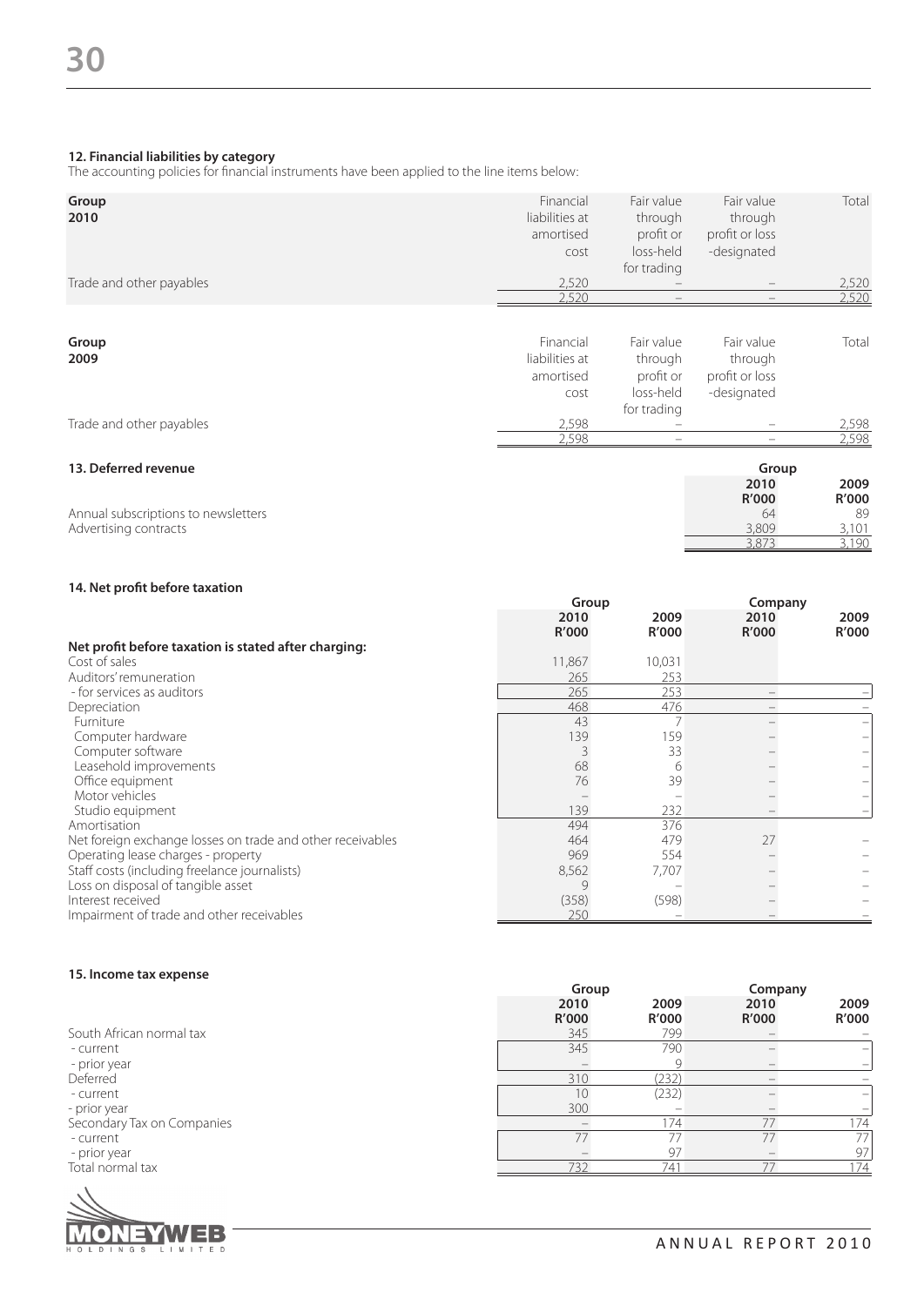#### 12. Financial liabilities by category

The accounting policies for financial instruments have been applied to the line items below:

| Group 2010 | Financial liabilities at amortised cost | Fair value through profit or loss-held for trading | Fair value through profit or loss -designated | Total |
|---|---|---|---|---|
| Trade and other payables | 2,520 | – | – | 2,520 |
| | 2,520 | – | – | 2,520 |

| Group 2009 | Financial liabilities at amortised cost | Fair value through profit or loss-held for trading | Fair value through profit or loss -designated | Total |
|---|---|---|---|---|
| Trade and other payables | 2,598 | – | – | 2,598 |
| | 2,598 | – | – | 2,598 |

#### 13. Deferred revenue

| | Group | |
|---|---|---|
| | 2010 R'000 | 2009 R'000 |
| Annual subscriptions to newsletters | 64 | 89 |
| Advertising contracts | 3,809 | 3,101 |
| | 3,873 | 3,190 |

#### 14. Net profit before taxation

| | Group | | Company | |
|---|---|---|---|---|
| | 2010 R'000 | 2009 R'000 | 2010 R'000 | 2009 R'000 |
| **Net profit before taxation is stated after charging:** | | | | |
| Cost of sales | 11,867 | 10,031 | | |
| Auditors' remuneration | 265 | 253 | | |
| - for services as auditors | 265 | 253 | – | – |
| Depreciation | 468 | 476 | – | – |
| Furniture | 43 | 7 | – | – |
| Computer hardware | 139 | 159 | – | – |
| Computer software | 3 | 33 | – | – |
| Leasehold improvements | 68 | 6 | – | – |
| Office equipment | 76 | 39 | – | – |
| Motor vehicles | – | – | – | – |
| Studio equipment | 139 | 232 | – | – |
| Amortisation | 494 | 376 | | |
| Net foreign exchange losses on trade and other receivables | 464 | 479 | 27 | – |
| Operating lease charges - property | 969 | 554 | – | – |
| Staff costs (including freelance journalists) | 8,562 | 7,707 | – | – |
| Loss on disposal of tangible asset | 9 | – | – | – |
| Interest received | (358) | (598) | – | – |
| Impairment of trade and other receivables | 250 | – | – | – |

#### 15. Income tax expense

| | Group | | Company | |
|---|---|---|---|---|
| | 2010 R'000 | 2009 R'000 | 2010 R'000 | 2009 R'000 |
| South African normal tax | 345 | 799 | – | – |
| - current | 345 | 790 | – | – |
| - prior year | – | 9 | – | – |
| Deferred | 310 | (232) | – | – |
| - current | 10 | (232) | – | – |
| - prior year | 300 | – | – | – |
| Secondary Tax on Companies | – | 174 | 77 | 174 |
| - current | 77 | 77 | 77 | 77 |
| - prior year | – | 97 | – | 97 |
| Total normal tax | 732 | 741 | 77 | 174 |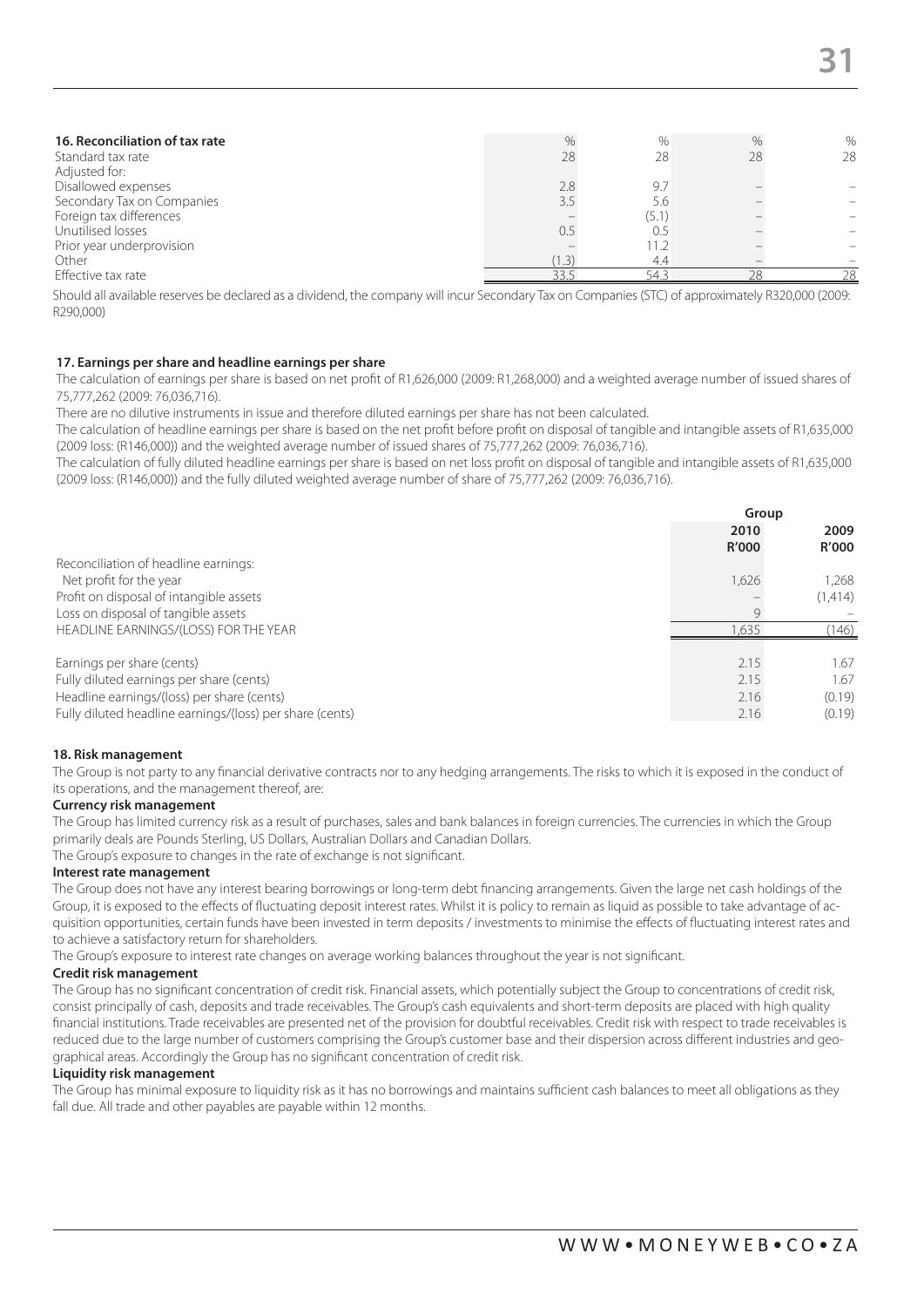## 16. Reconciliation of tax rate

| | % | % | % | % |
|---|---|---|---|---|
| Standard tax rate | 28 | 28 | 28 | 28 |
| Adjusted for: | | | | |
| Disallowed expenses | 2.8 | 9.7 | – | – |
| Secondary Tax on Companies | 3.5 | 5.6 | – | – |
| Foreign tax differences | – | (5.1) | – | – |
| Unutilised losses | 0.5 | 0.5 | – | – |
| Prior year underprovision | – | 11.2 | – | – |
| Other | (1.3) | 4.4 | – | – |
| Effective tax rate | 33.5 | 54.3 | 28 | 28 |

Should all available reserves be declared as a dividend, the company will incur Secondary Tax on Companies (STC) of approximately R320,000 (2009: R290,000)

## 17. Earnings per share and headline earnings per share

The calculation of earnings per share is based on net profit of R1,626,000 (2009: R1,268,000) and a weighted average number of issued shares of 75,777,262 (2009: 76,036,716).

There are no dilutive instruments in issue and therefore diluted earnings per share has not been calculated.

The calculation of headline earnings per share is based on the net profit before profit on disposal of tangible and intangible assets of R1,635,000 (2009 loss: (R146,000)) and the weighted average number of issued shares of 75,777,262 (2009: 76,036,716).

The calculation of fully diluted headline earnings per share is based on net loss profit on disposal of tangible and intangible assets of R1,635,000 (2009 loss: (R146,000)) and the fully diluted weighted average number of share of 75,777,262 (2009: 76,036,716).

| | Group | |
|---|---|---|
| | 2010<br>R'000 | 2009<br>R'000 |
| Reconciliation of headline earnings: | | |
| Net profit for the year | 1,626 | 1,268 |
| Profit on disposal of intangible assets | – | (1,414) |
| Loss on disposal of tangible assets | 9 | – |
| HEADLINE EARNINGS/(LOSS) FOR THE YEAR | 1,635 | (146) |
| | | |
| Earnings per share (cents) | 2.15 | 1.67 |
| Fully diluted earnings per share (cents) | 2.15 | 1.67 |
| Headline earnings/(loss) per share (cents) | 2.16 | (0.19) |
| Fully diluted headline earnings/(loss) per share (cents) | 2.16 | (0.19) |

## 18. Risk management

The Group is not party to any financial derivative contracts nor to any hedging arrangements. The risks to which it is exposed in the conduct of its operations, and the management thereof, are:

**Currency risk management**

The Group has limited currency risk as a result of purchases, sales and bank balances in foreign currencies. The currencies in which the Group primarily deals are Pounds Sterling, US Dollars, Australian Dollars and Canadian Dollars.

The Group's exposure to changes in the rate of exchange is not significant.

**Interest rate management**

The Group does not have any interest bearing borrowings or long-term debt financing arrangements. Given the large net cash holdings of the Group, it is exposed to the effects of fluctuating deposit interest rates. Whilst it is policy to remain as liquid as possible to take advantage of acquisition opportunities, certain funds have been invested in term deposits / investments to minimise the effects of fluctuating interest rates and to achieve a satisfactory return for shareholders.

The Group's exposure to interest rate changes on average working balances throughout the year is not significant.

**Credit risk management**

The Group has no significant concentration of credit risk. Financial assets, which potentially subject the Group to concentrations of credit risk, consist principally of cash, deposits and trade receivables. The Group's cash equivalents and short-term deposits are placed with high quality financial institutions. Trade receivables are presented net of the provision for doubtful receivables. Credit risk with respect to trade receivables is reduced due to the large number of customers comprising the Group's customer base and their dispersion across different industries and geographical areas. Accordingly the Group has no significant concentration of credit risk.

**Liquidity risk management**

The Group has minimal exposure to liquidity risk as it has no borrowings and maintains sufficient cash balances to meet all obligations as they fall due. All trade and other payables are payable within 12 months.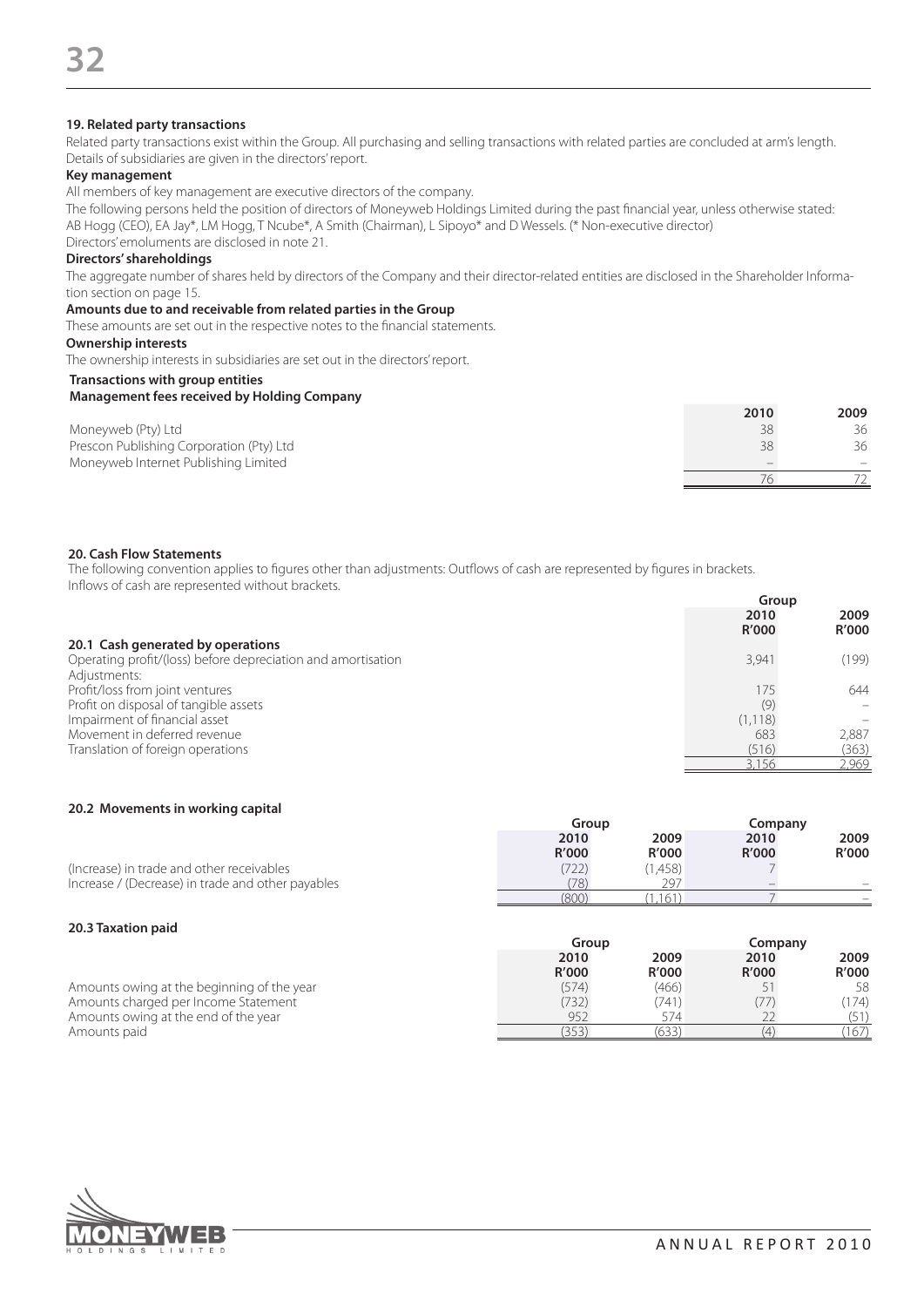## 19. Related party transactions

Related party transactions exist within the Group. All purchasing and selling transactions with related parties are concluded at arm's length. Details of subsidiaries are given in the directors' report.

### Key management

All members of key management are executive directors of the company.

The following persons held the position of directors of Moneyweb Holdings Limited during the past financial year, unless otherwise stated: AB Hogg (CEO), EA Jay*, LM Hogg, T Ncube*, A Smith (Chairman), L Sipoyo* and D Wessels. (* Non-executive director)

Directors' emoluments are disclosed in note 21.

### Directors' shareholdings

The aggregate number of shares held by directors of the Company and their director-related entities are disclosed in the Shareholder Information section on page 15.

### Amounts due to and receivable from related parties in the Group

These amounts are set out in the respective notes to the financial statements.

### Ownership interests

The ownership interests in subsidiaries are set out in the directors' report.

### Transactions with group entities

**Management fees received by Holding Company**

| | 2010 | 2009 |
|---|---|---|
| Moneyweb (Pty) Ltd | 38 | 36 |
| Prescon Publishing Corporation (Pty) Ltd | 38 | 36 |
| Moneyweb Internet Publishing Limited | – | – |
| | 76 | 72 |

## 20. Cash Flow Statements

The following convention applies to figures other than adjustments: Outflows of cash are represented by figures in brackets. Inflows of cash are represented without brackets.

### 20.1 Cash generated by operations

| | Group | |
|---|---|---|
| | 2010 R'000 | 2009 R'000 |
| Operating profit/(loss) before depreciation and amortisation | 3,941 | (199) |
| Adjustments: | | |
| Profit/loss from joint ventures | 175 | 644 |
| Profit on disposal of tangible assets | (9) | – |
| Impairment of financial asset | (1,118) | – |
| Movement in deferred revenue | 683 | 2,887 |
| Translation of foreign operations | (516) | (363) |
| | 3,156 | 2,969 |

### 20.2 Movements in working capital

| | Group | | Company | |
|---|---|---|---|---|
| | 2010 R'000 | 2009 R'000 | 2010 R'000 | 2009 R'000 |
| (Increase) in trade and other receivables | (722) | (1,458) | 7 | |
| Increase / (Decrease) in trade and other payables | (78) | 297 | – | – |
| | (800) | (1,161) | 7 | – |

### 20.3 Taxation paid

| | Group | | Company | |
|---|---|---|---|---|
| | 2010 R'000 | 2009 R'000 | 2010 R'000 | 2009 R'000 |
| Amounts owing at the beginning of the year | (574) | (466) | 51 | 58 |
| Amounts charged per Income Statement | (732) | (741) | (77) | (174) |
| Amounts owing at the end of the year | 952 | 574 | 22 | (51) |
| Amounts paid | (353) | (633) | (4) | (167) |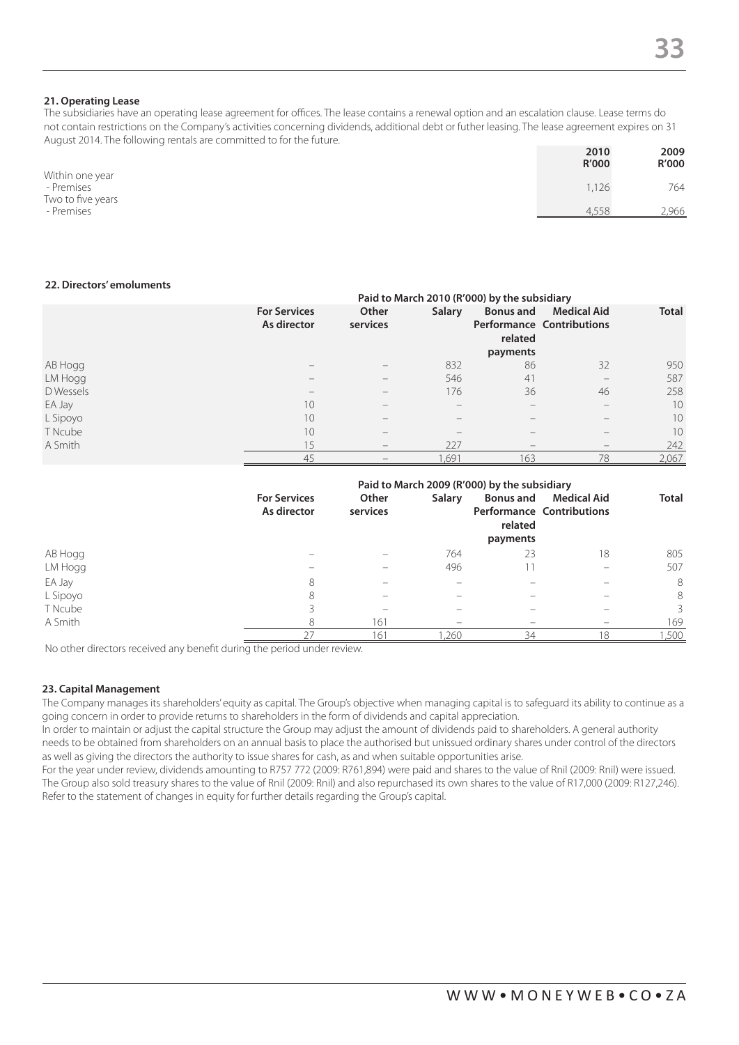## 21. Operating Lease

The subsidiaries have an operating lease agreement for offices. The lease contains a renewal option and an escalation clause. Lease terms do not contain restrictions on the Company's activities concerning dividends, additional debt or futher leasing. The lease agreement expires on 31 August 2014. The following rentals are committed to for the future.

| | 2010 R'000 | 2009 R'000 |
|---|---|---|
| Within one year | | |
| - Premises | 1,126 | 764 |
| Two to five years | | |
| - Premises | 4,558 | 2,966 |

## 22. Directors' emoluments

| | Paid to March 2010 (R'000) by the subsidiary | | | | | |
|---|---|---|---|---|---|---|
| | For Services As director | Other services | Salary | Bonus and Performance related payments | Medical Aid Contributions | Total |
| AB Hogg | – | – | 832 | 86 | 32 | 950 |
| LM Hogg | – | – | 546 | 41 | – | 587 |
| D Wessels | – | – | 176 | 36 | 46 | 258 |
| EA Jay | 10 | – | – | – | – | 10 |
| L Sipoyo | 10 | – | – | – | – | 10 |
| T Ncube | 10 | – | – | – | – | 10 |
| A Smith | 15 | – | 227 | – | – | 242 |
| | 45 | – | 1,691 | 163 | 78 | 2,067 |

| | Paid to March 2009 (R'000) by the subsidiary | | | | | |
|---|---|---|---|---|---|---|
| | For Services As director | Other services | Salary | Bonus and Performance related payments | Medical Aid Contributions | Total |
| AB Hogg | – | – | 764 | 23 | 18 | 805 |
| LM Hogg | – | – | 496 | 11 | – | 507 |
| EA Jay | 8 | – | – | – | – | 8 |
| L Sipoyo | 8 | – | – | – | – | 8 |
| T Ncube | 3 | – | – | – | – | 3 |
| A Smith | 8 | 161 | – | – | – | 169 |
| | 27 | 161 | 1,260 | 34 | 18 | 1,500 |

No other directors received any benefit during the period under review.

## 23. Capital Management

The Company manages its shareholders' equity as capital. The Group's objective when managing capital is to safeguard its ability to continue as a going concern in order to provide returns to shareholders in the form of dividends and capital appreciation.

In order to maintain or adjust the capital structure the Group may adjust the amount of dividends paid to shareholders. A general authority needs to be obtained from shareholders on an annual basis to place the authorised but unissued ordinary shares under control of the directors as well as giving the directors the authority to issue shares for cash, as and when suitable opportunities arise.

For the year under review, dividends amounting to R757 772 (2009: R761,894) were paid and shares to the value of Rnil (2009: Rnil) were issued. The Group also sold treasury shares to the value of Rnil (2009: Rnil) and also repurchased its own shares to the value of R17,000 (2009: R127,246). Refer to the statement of changes in equity for further details regarding the Group's capital.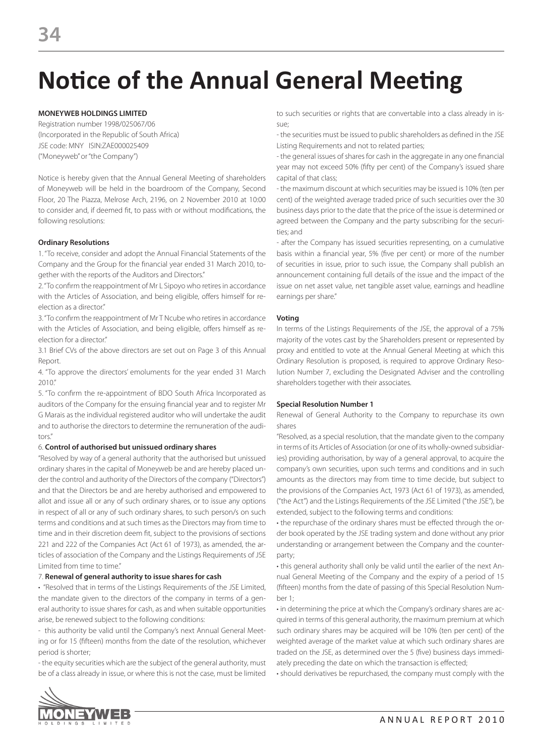# Notice of the Annual General Meeting

**MONEYWEB HOLDINGS LIMITED**
Registration number 1998/025067/06
(Incorporated in the Republic of South Africa)
JSE code: MNY ISIN:ZAE000025409
("Moneyweb" or "the Company")

Notice is hereby given that the Annual General Meeting of shareholders of Moneyweb will be held in the boardroom of the Company, Second Floor, 20 The Piazza, Melrose Arch, 2196, on 2 November 2010 at 10:00 to consider and, if deemed fit, to pass with or without modifications, the following resolutions:

**Ordinary Resolutions**

1. "To receive, consider and adopt the Annual Financial Statements of the Company and the Group for the financial year ended 31 March 2010, together with the reports of the Auditors and Directors."

2. "To confirm the reappointment of Mr L Sipoyo who retires in accordance with the Articles of Association, and being eligible, offers himself for re-election as a director."

3. "To confirm the reappointment of Mr T Ncube who retires in accordance with the Articles of Association, and being eligible, offers himself as re-election for a director."

3.1 Brief CVs of the above directors are set out on Page 3 of this Annual Report.

4. "To approve the directors' emoluments for the year ended 31 March 2010."

5. "To confirm the re-appointment of BDO South Africa Incorporated as auditors of the Company for the ensuing financial year and to register Mr G Marais as the individual registered auditor who will undertake the audit and to authorise the directors to determine the remuneration of the auditors."

6. **Control of authorised but unissued ordinary shares**

"Resolved by way of a general authority that the authorised but unissued ordinary shares in the capital of Moneyweb be and are hereby placed under the control and authority of the Directors of the company ("Directors") and that the Directors be and are hereby authorised and empowered to allot and issue all or any of such ordinary shares, or to issue any options in respect of all or any of such ordinary shares, to such person/s on such terms and conditions and at such times as the Directors may from time to time and in their discretion deem fit, subject to the provisions of sections 221 and 222 of the Companies Act (Act 61 of 1973), as amended, the articles of association of the Company and the Listings Requirements of JSE Limited from time to time."

7. **Renewal of general authority to issue shares for cash**

• "Resolved that in terms of the Listings Requirements of the JSE Limited, the mandate given to the directors of the company in terms of a general authority to issue shares for cash, as and when suitable opportunities arise, be renewed subject to the following conditions:

- this authority be valid until the Company's next Annual General Meeting or for 15 (fifteen) months from the date of the resolution, whichever period is shorter;
- the equity securities which are the subject of the general authority, must be of a class already in issue, or where this is not the case, must be limited to such securities or rights that are convertible into a class already in issue;
- the securities must be issued to public shareholders as defined in the JSE Listing Requirements and not to related parties;
- the general issues of shares for cash in the aggregate in any one financial year may not exceed 50% (fifty per cent) of the Company's issued share capital of that class;
- the maximum discount at which securities may be issued is 10% (ten per cent) of the weighted average traded price of such securities over the 30 business days prior to the date that the price of the issue is determined or agreed between the Company and the party subscribing for the securities; and
- after the Company has issued securities representing, on a cumulative basis within a financial year, 5% (five per cent) or more of the number of securities in issue, prior to such issue, the Company shall publish an announcement containing full details of the issue and the impact of the issue on net asset value, net tangible asset value, earnings and headline earnings per share."

**Voting**

In terms of the Listings Requirements of the JSE, the approval of a 75% majority of the votes cast by the Shareholders present or represented by proxy and entitled to vote at the Annual General Meeting at which this Ordinary Resolution is proposed, is required to approve Ordinary Resolution Number 7, excluding the Designated Adviser and the controlling shareholders together with their associates.

**Special Resolution Number 1**

Renewal of General Authority to the Company to repurchase its own shares

"Resolved, as a special resolution, that the mandate given to the company in terms of its Articles of Association (or one of its wholly-owned subsidiaries) providing authorisation, by way of a general approval, to acquire the company's own securities, upon such terms and conditions and in such amounts as the directors may from time to time decide, but subject to the provisions of the Companies Act, 1973 (Act 61 of 1973), as amended, ("the Act") and the Listings Requirements of the JSE Limited ("the JSE"), be extended, subject to the following terms and conditions:

• the repurchase of the ordinary shares must be effected through the order book operated by the JSE trading system and done without any prior understanding or arrangement between the Company and the counterparty;

• this general authority shall only be valid until the earlier of the next Annual General Meeting of the Company and the expiry of a period of 15 (fifteen) months from the date of passing of this Special Resolution Number 1;

• in determining the price at which the Company's ordinary shares are acquired in terms of this general authority, the maximum premium at which such ordinary shares may be acquired will be 10% (ten per cent) of the weighted average of the market value at which such ordinary shares are traded on the JSE, as determined over the 5 (five) business days immediately preceding the date on which the transaction is effected;

• should derivatives be repurchased, the company must comply with the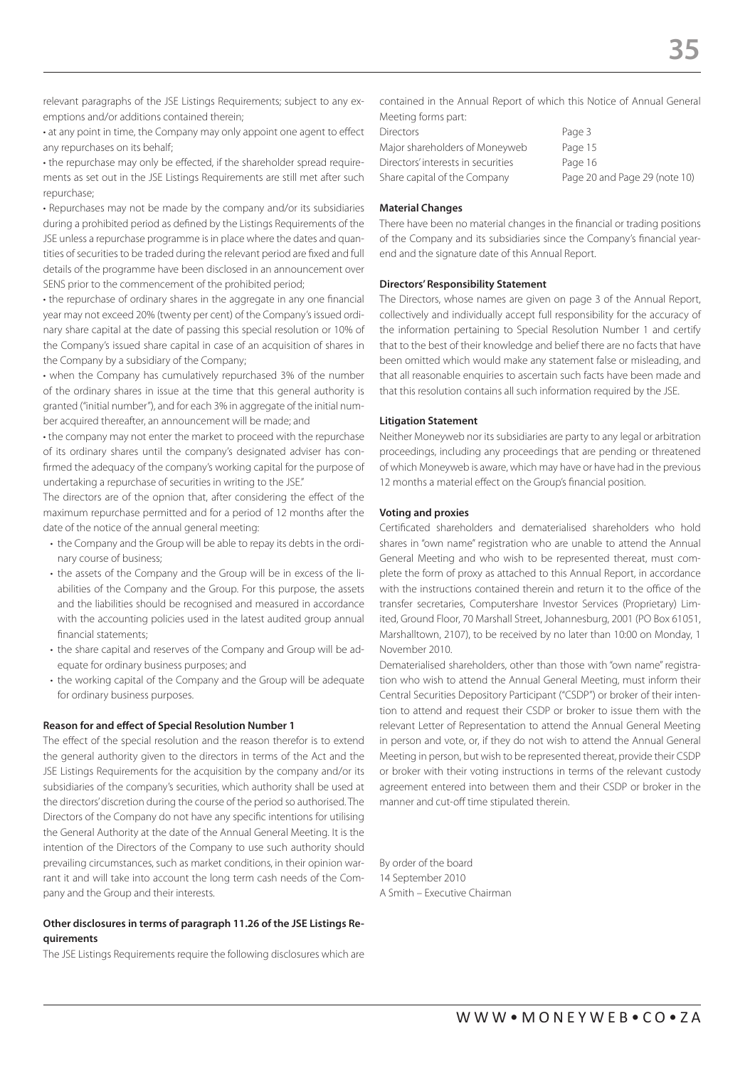relevant paragraphs of the JSE Listings Requirements; subject to any exemptions and/or additions contained therein;

- at any point in time, the Company may only appoint one agent to effect any repurchases on its behalf;
- the repurchase may only be effected, if the shareholder spread requirements as set out in the JSE Listings Requirements are still met after such repurchase;
- Repurchases may not be made by the company and/or its subsidiaries during a prohibited period as defined by the Listings Requirements of the JSE unless a repurchase programme is in place where the dates and quantities of securities to be traded during the relevant period are fixed and full details of the programme have been disclosed in an announcement over SENS prior to the commencement of the prohibited period;
- the repurchase of ordinary shares in the aggregate in any one financial year may not exceed 20% (twenty per cent) of the Company's issued ordinary share capital at the date of passing this special resolution or 10% of the Company's issued share capital in case of an acquisition of shares in the Company by a subsidiary of the Company;
- when the Company has cumulatively repurchased 3% of the number of the ordinary shares in issue at the time that this general authority is granted ("initial number"), and for each 3% in aggregate of the initial number acquired thereafter, an announcement will be made; and
- the company may not enter the market to proceed with the repurchase of its ordinary shares until the company's designated adviser has confirmed the adequacy of the company's working capital for the purpose of undertaking a repurchase of securities in writing to the JSE."

The directors are of the opnion that, after considering the effect of the maximum repurchase permitted and for a period of 12 months after the date of the notice of the annual general meeting:

- the Company and the Group will be able to repay its debts in the ordinary course of business;
- the assets of the Company and the Group will be in excess of the liabilities of the Company and the Group. For this purpose, the assets and the liabilities should be recognised and measured in accordance with the accounting policies used in the latest audited group annual financial statements;
- the share capital and reserves of the Company and Group will be adequate for ordinary business purposes; and
- the working capital of the Company and the Group will be adequate for ordinary business purposes.

**Reason for and effect of Special Resolution Number 1**

The effect of the special resolution and the reason therefor is to extend the general authority given to the directors in terms of the Act and the JSE Listings Requirements for the acquisition by the company and/or its subsidiaries of the company's securities, which authority shall be used at the directors' discretion during the course of the period so authorised. The Directors of the Company do not have any specific intentions for utilising the General Authority at the date of the Annual General Meeting. It is the intention of the Directors of the Company to use such authority should prevailing circumstances, such as market conditions, in their opinion warrant it and will take into account the long term cash needs of the Company and the Group and their interests.

**Other disclosures in terms of paragraph 11.26 of the JSE Listings Requirements**

The JSE Listings Requirements require the following disclosures which are contained in the Annual Report of which this Notice of Annual General Meeting forms part:

| | |
|---|---|
| Directors | Page 3 |
| Major shareholders of Moneyweb | Page 15 |
| Directors' interests in securities | Page 16 |
| Share capital of the Company | Page 20 and Page 29 (note 10) |

**Material Changes**

There have been no material changes in the financial or trading positions of the Company and its subsidiaries since the Company's financial year-end and the signature date of this Annual Report.

**Directors' Responsibility Statement**

The Directors, whose names are given on page 3 of the Annual Report, collectively and individually accept full responsibility for the accuracy of the information pertaining to Special Resolution Number 1 and certify that to the best of their knowledge and belief there are no facts that have been omitted which would make any statement false or misleading, and that all reasonable enquiries to ascertain such facts have been made and that this resolution contains all such information required by the JSE.

**Litigation Statement**

Neither Moneyweb nor its subsidiaries are party to any legal or arbitration proceedings, including any proceedings that are pending or threatened of which Moneyweb is aware, which may have or have had in the previous 12 months a material effect on the Group's financial position.

**Voting and proxies**

Certificated shareholders and dematerialised shareholders who hold shares in "own name" registration who are unable to attend the Annual General Meeting and who wish to be represented thereat, must complete the form of proxy as attached to this Annual Report, in accordance with the instructions contained therein and return it to the office of the transfer secretaries, Computershare Investor Services (Proprietary) Limited, Ground Floor, 70 Marshall Street, Johannesburg, 2001 (PO Box 61051, Marshalltown, 2107), to be received by no later than 10:00 on Monday, 1 November 2010.

Dematerialised shareholders, other than those with "own name" registration who wish to attend the Annual General Meeting, must inform their Central Securities Depository Participant ("CSDP") or broker of their intention to attend and request their CSDP or broker to issue them with the relevant Letter of Representation to attend the Annual General Meeting in person and vote, or, if they do not wish to attend the Annual General Meeting in person, but wish to be represented thereat, provide their CSDP or broker with their voting instructions in terms of the relevant custody agreement entered into between them and their CSDP or broker in the manner and cut-off time stipulated therein.

By order of the board
14 September 2010
A Smith – Executive Chairman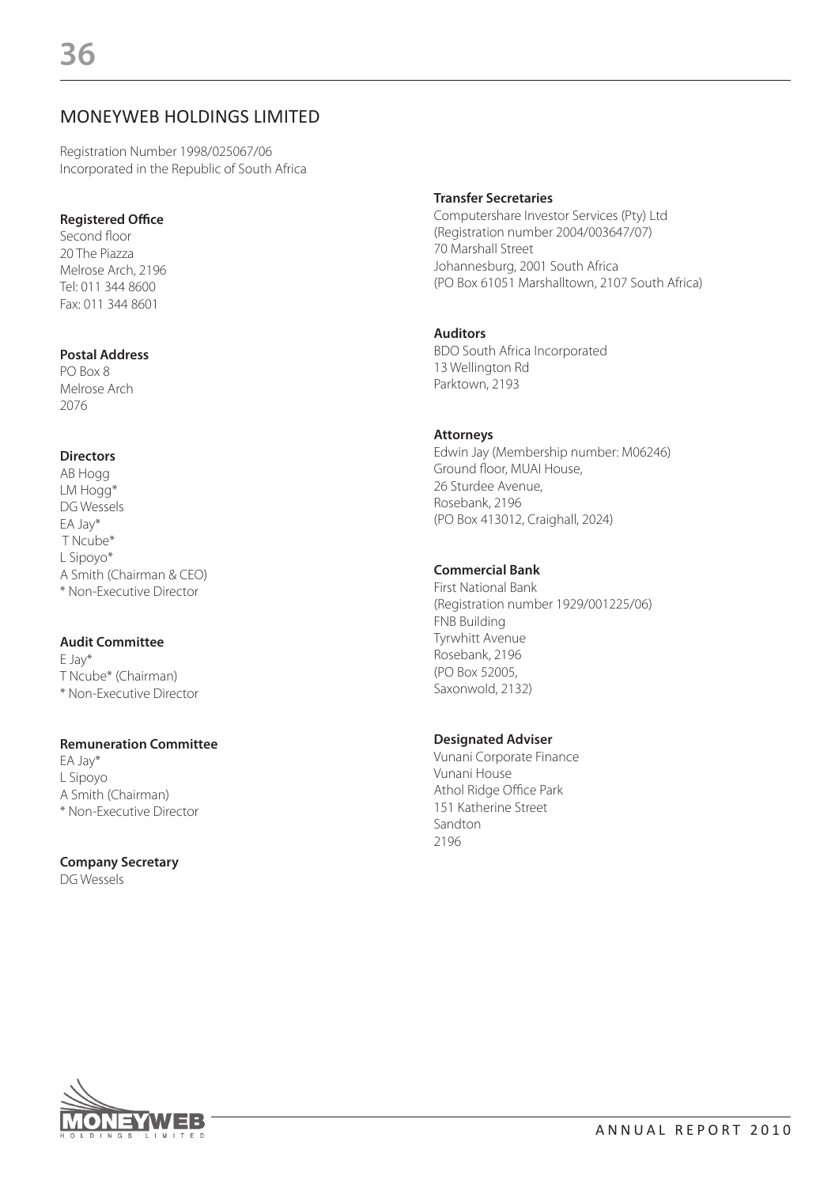## MONEYWEB HOLDINGS LIMITED

Registration Number 1998/025067/06
Incorporated in the Republic of South Africa

**Registered Office**
Second floor
20 The Piazza
Melrose Arch, 2196
Tel: 011 344 8600
Fax: 011 344 8601

**Postal Address**
PO Box 8
Melrose Arch
2076

**Directors**
AB Hogg
LM Hogg*
DG Wessels
EA Jay*
T Ncube*
L Sipoyo*
A Smith (Chairman & CEO)
* Non-Executive Director

**Audit Committee**
E Jay*
T Ncube* (Chairman)
* Non-Executive Director

**Remuneration Committee**
EA Jay*
L Sipoyo
A Smith (Chairman)
* Non-Executive Director

**Company Secretary**
DG Wessels

**Transfer Secretaries**
Computershare Investor Services (Pty) Ltd
(Registration number 2004/003647/07)
70 Marshall Street
Johannesburg, 2001 South Africa
(PO Box 61051 Marshalltown, 2107 South Africa)

**Auditors**
BDO South Africa Incorporated
13 Wellington Rd
Parktown, 2193

**Attorneys**
Edwin Jay (Membership number: M06246)
Ground floor, MUAI House,
26 Sturdee Avenue,
Rosebank, 2196
(PO Box 413012, Craighall, 2024)

**Commercial Bank**
First National Bank
(Registration number 1929/001225/06)
FNB Building
Tyrwhitt Avenue
Rosebank, 2196
(PO Box 52005,
Saxonwold, 2132)

**Designated Adviser**
Vunani Corporate Finance
Vunani House
Athol Ridge Office Park
151 Katherine Street
Sandton
2196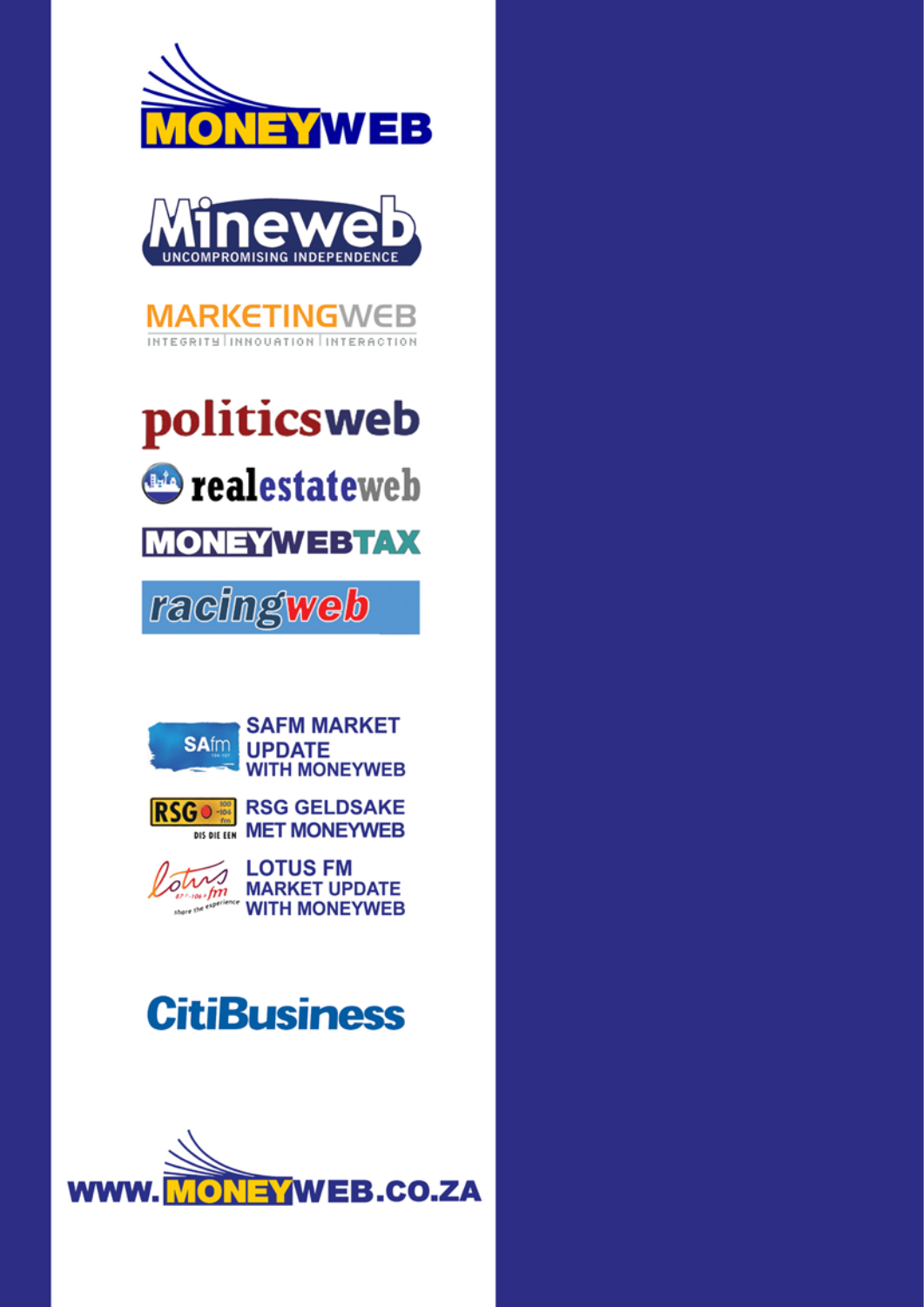MONEYWEB

Mineweb
UNCOMPROMISING INDEPENDENCE

MARKETINGWEB
INTEGRITY | INNOVATION | INTERACTION

politicsweb

realestateweb

MONEYWEBTAX

racingweb

SAFM MARKET UPDATE WITH MONEYWEB

RSG GELDSAKE MET MONEYWEB

LOTUS FM MARKET UPDATE WITH MONEYWEB

CitiBusiness

WWW.MONEYWEB.CO.ZA